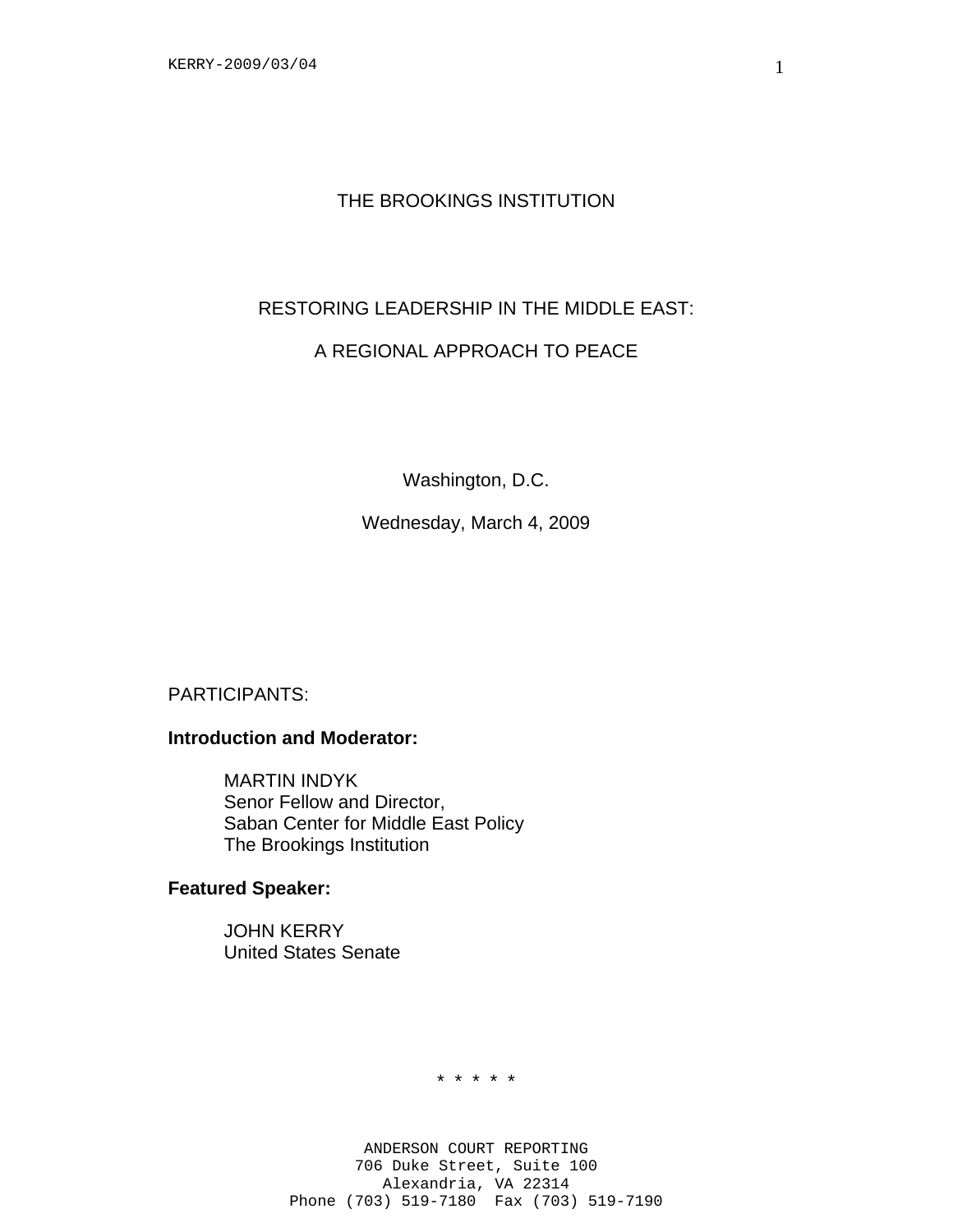# THE BROOKINGS INSTITUTION

## RESTORING LEADERSHIP IN THE MIDDLE EAST:

## A REGIONAL APPROACH TO PEACE

Washington, D.C.

Wednesday, March 4, 2009

PARTICIPANTS:

**Introduction and Moderator:**

MARTIN INDYK
Senor Fellow and Director,
Saban Center for Middle East Policy
The Brookings Institution

**Featured Speaker:**

JOHN KERRY
United States Senate

* * * * *

ANDERSON COURT REPORTING
706 Duke Street, Suite 100
Alexandria, VA 22314
Phone (703) 519-7180 Fax (703) 519-7190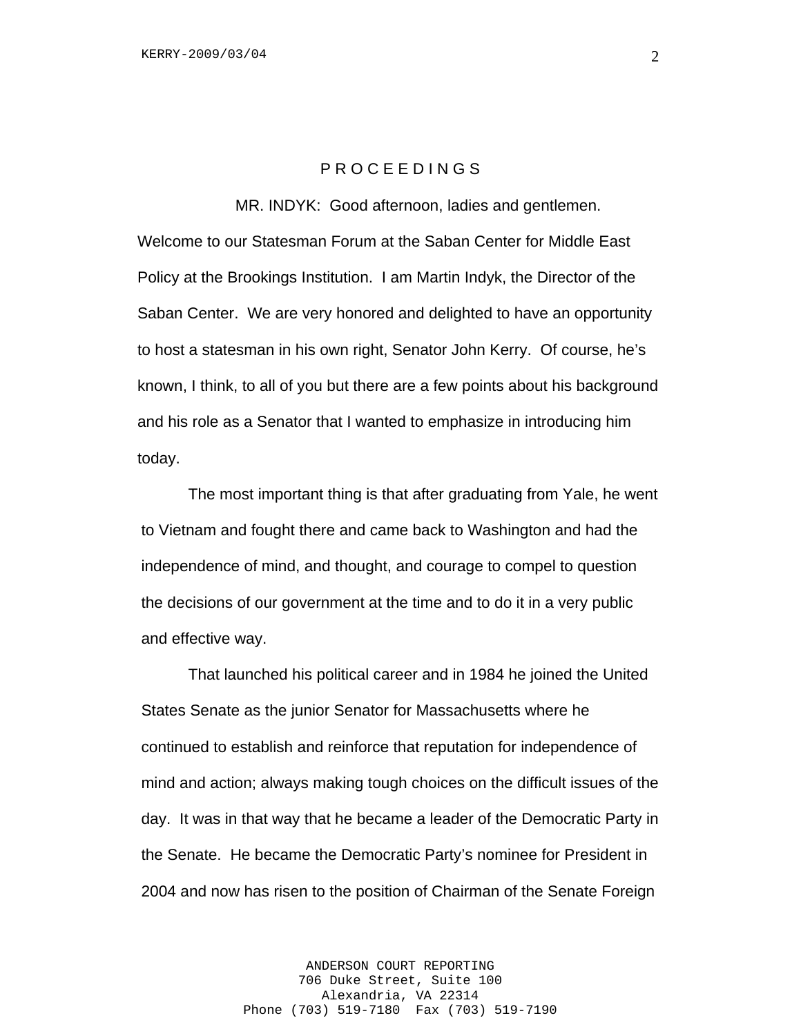P R O C E E D I N G S

MR. INDYK: Good afternoon, ladies and gentlemen. Welcome to our Statesman Forum at the Saban Center for Middle East Policy at the Brookings Institution. I am Martin Indyk, the Director of the Saban Center. We are very honored and delighted to have an opportunity to host a statesman in his own right, Senator John Kerry. Of course, he's known, I think, to all of you but there are a few points about his background and his role as a Senator that I wanted to emphasize in introducing him today.

The most important thing is that after graduating from Yale, he went to Vietnam and fought there and came back to Washington and had the independence of mind, and thought, and courage to compel to question the decisions of our government at the time and to do it in a very public and effective way.

That launched his political career and in 1984 he joined the United States Senate as the junior Senator for Massachusetts where he continued to establish and reinforce that reputation for independence of mind and action; always making tough choices on the difficult issues of the day. It was in that way that he became a leader of the Democratic Party in the Senate. He became the Democratic Party's nominee for President in 2004 and now has risen to the position of Chairman of the Senate Foreign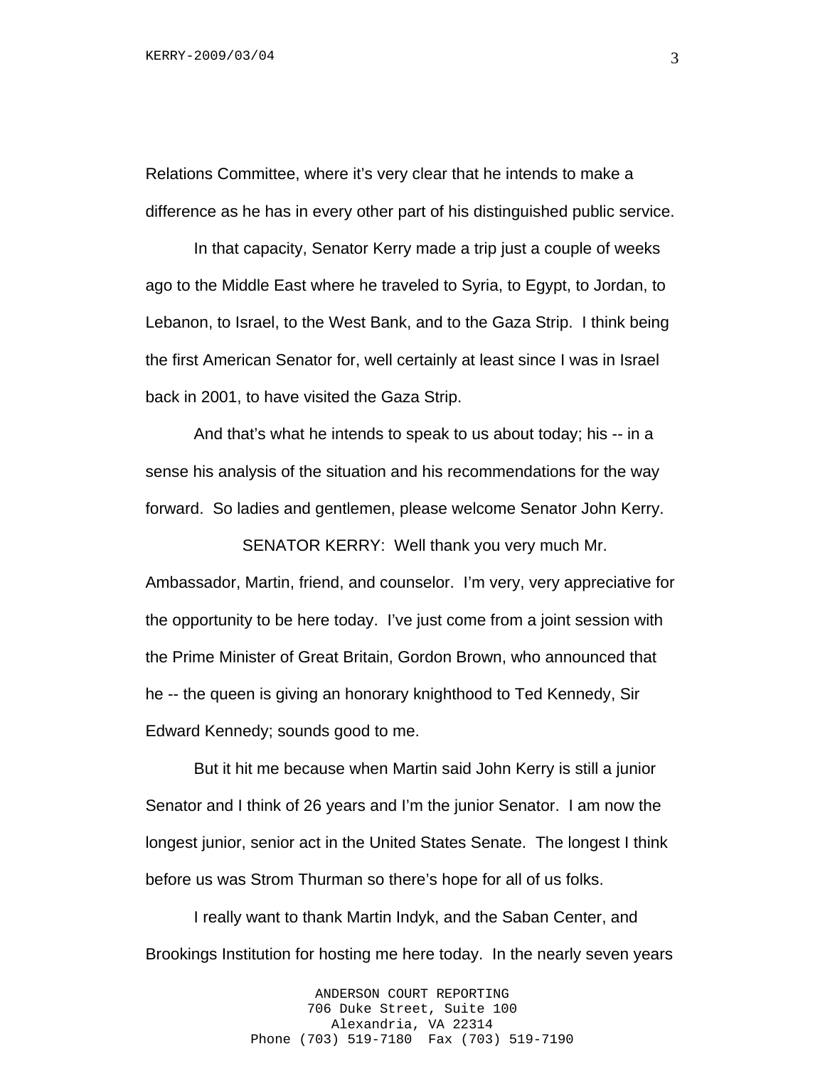Relations Committee, where it's very clear that he intends to make a difference as he has in every other part of his distinguished public service.

In that capacity, Senator Kerry made a trip just a couple of weeks ago to the Middle East where he traveled to Syria, to Egypt, to Jordan, to Lebanon, to Israel, to the West Bank, and to the Gaza Strip. I think being the first American Senator for, well certainly at least since I was in Israel back in 2001, to have visited the Gaza Strip.

And that's what he intends to speak to us about today; his -- in a sense his analysis of the situation and his recommendations for the way forward. So ladies and gentlemen, please welcome Senator John Kerry.

SENATOR KERRY: Well thank you very much Mr. Ambassador, Martin, friend, and counselor. I'm very, very appreciative for the opportunity to be here today. I've just come from a joint session with the Prime Minister of Great Britain, Gordon Brown, who announced that he -- the queen is giving an honorary knighthood to Ted Kennedy, Sir Edward Kennedy; sounds good to me.

But it hit me because when Martin said John Kerry is still a junior Senator and I think of 26 years and I'm the junior Senator. I am now the longest junior, senior act in the United States Senate. The longest I think before us was Strom Thurman so there's hope for all of us folks.

I really want to thank Martin Indyk, and the Saban Center, and Brookings Institution for hosting me here today. In the nearly seven years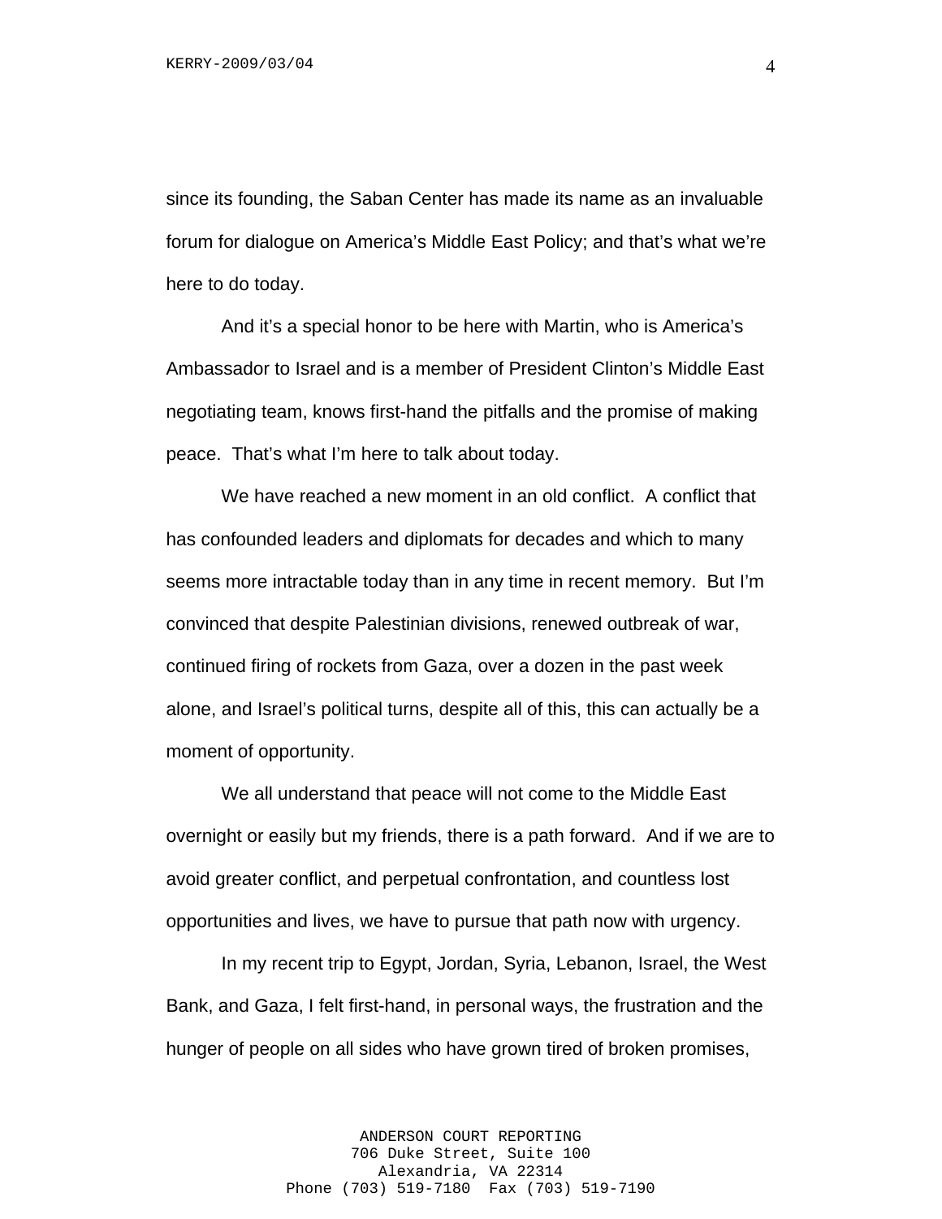since its founding, the Saban Center has made its name as an invaluable forum for dialogue on America's Middle East Policy; and that's what we're here to do today.

And it's a special honor to be here with Martin, who is America's Ambassador to Israel and is a member of President Clinton's Middle East negotiating team, knows first-hand the pitfalls and the promise of making peace. That's what I'm here to talk about today.

We have reached a new moment in an old conflict. A conflict that has confounded leaders and diplomats for decades and which to many seems more intractable today than in any time in recent memory. But I'm convinced that despite Palestinian divisions, renewed outbreak of war, continued firing of rockets from Gaza, over a dozen in the past week alone, and Israel's political turns, despite all of this, this can actually be a moment of opportunity.

We all understand that peace will not come to the Middle East overnight or easily but my friends, there is a path forward. And if we are to avoid greater conflict, and perpetual confrontation, and countless lost opportunities and lives, we have to pursue that path now with urgency.

In my recent trip to Egypt, Jordan, Syria, Lebanon, Israel, the West Bank, and Gaza, I felt first-hand, in personal ways, the frustration and the hunger of people on all sides who have grown tired of broken promises,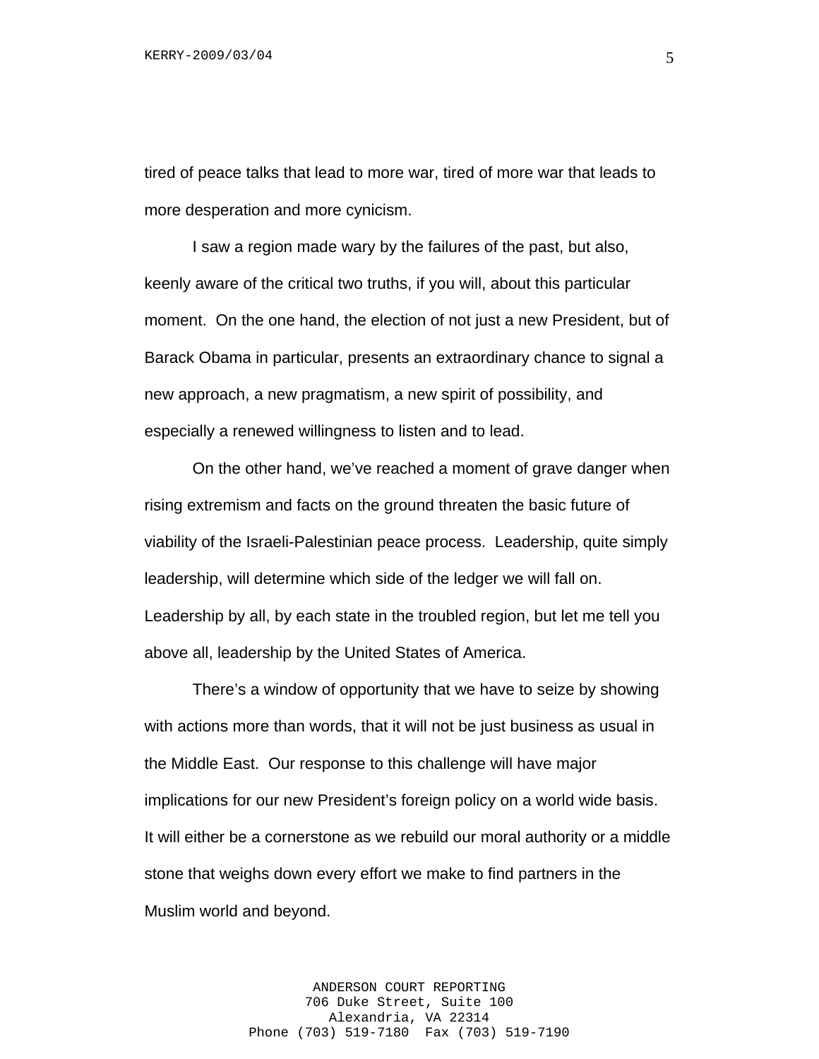tired of peace talks that lead to more war, tired of more war that leads to more desperation and more cynicism.

I saw a region made wary by the failures of the past, but also, keenly aware of the critical two truths, if you will, about this particular moment. On the one hand, the election of not just a new President, but of Barack Obama in particular, presents an extraordinary chance to signal a new approach, a new pragmatism, a new spirit of possibility, and especially a renewed willingness to listen and to lead.

On the other hand, we've reached a moment of grave danger when rising extremism and facts on the ground threaten the basic future of viability of the Israeli-Palestinian peace process. Leadership, quite simply leadership, will determine which side of the ledger we will fall on. Leadership by all, by each state in the troubled region, but let me tell you above all, leadership by the United States of America.

There's a window of opportunity that we have to seize by showing with actions more than words, that it will not be just business as usual in the Middle East. Our response to this challenge will have major implications for our new President's foreign policy on a world wide basis. It will either be a cornerstone as we rebuild our moral authority or a middle stone that weighs down every effort we make to find partners in the Muslim world and beyond.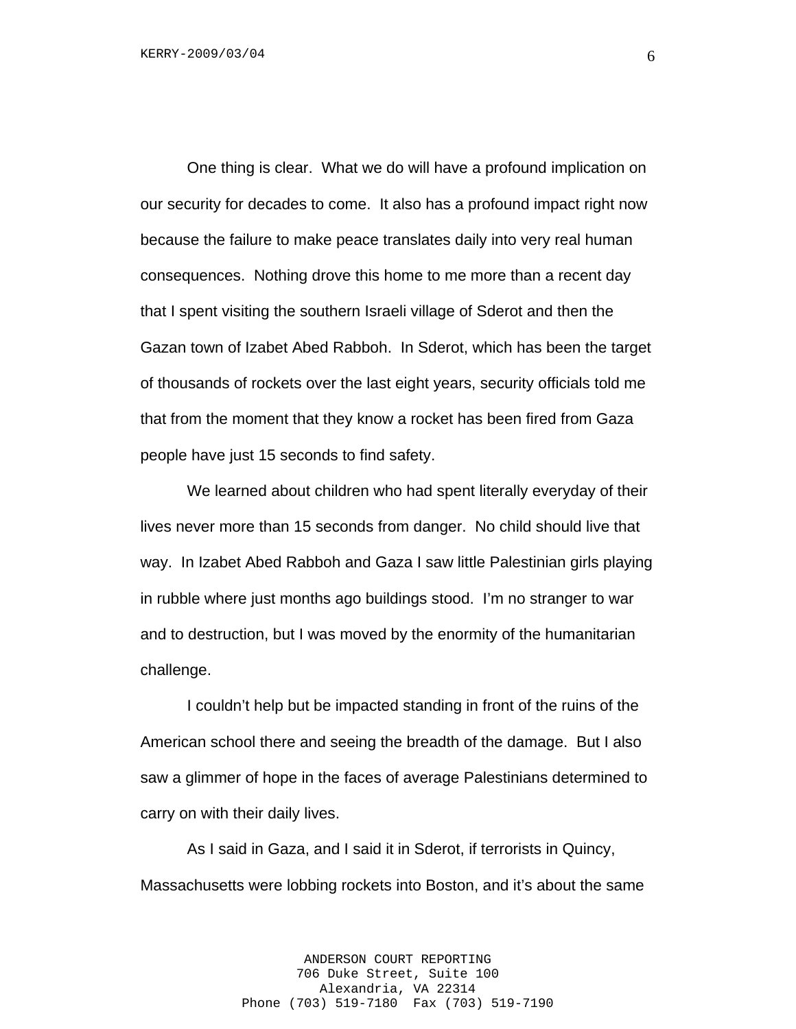One thing is clear. What we do will have a profound implication on our security for decades to come. It also has a profound impact right now because the failure to make peace translates daily into very real human consequences. Nothing drove this home to me more than a recent day that I spent visiting the southern Israeli village of Sderot and then the Gazan town of Izabet Abed Rabboh. In Sderot, which has been the target of thousands of rockets over the last eight years, security officials told me that from the moment that they know a rocket has been fired from Gaza people have just 15 seconds to find safety.

We learned about children who had spent literally everyday of their lives never more than 15 seconds from danger. No child should live that way. In Izabet Abed Rabboh and Gaza I saw little Palestinian girls playing in rubble where just months ago buildings stood. I'm no stranger to war and to destruction, but I was moved by the enormity of the humanitarian challenge.

I couldn't help but be impacted standing in front of the ruins of the American school there and seeing the breadth of the damage. But I also saw a glimmer of hope in the faces of average Palestinians determined to carry on with their daily lives.

As I said in Gaza, and I said it in Sderot, if terrorists in Quincy, Massachusetts were lobbing rockets into Boston, and it's about the same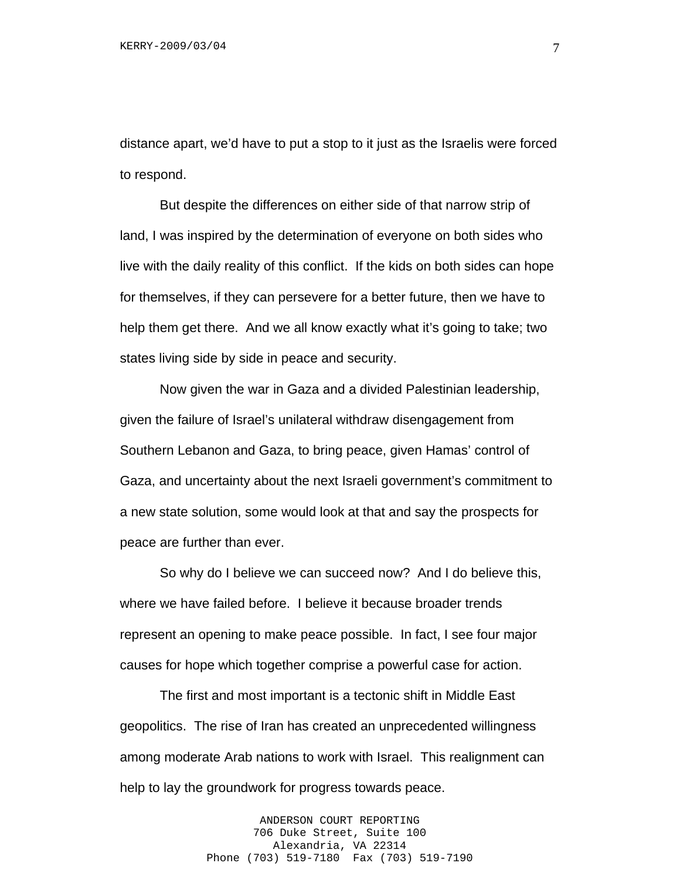distance apart, we'd have to put a stop to it just as the Israelis were forced to respond.

But despite the differences on either side of that narrow strip of land, I was inspired by the determination of everyone on both sides who live with the daily reality of this conflict. If the kids on both sides can hope for themselves, if they can persevere for a better future, then we have to help them get there. And we all know exactly what it's going to take; two states living side by side in peace and security.

Now given the war in Gaza and a divided Palestinian leadership, given the failure of Israel's unilateral withdraw disengagement from Southern Lebanon and Gaza, to bring peace, given Hamas' control of Gaza, and uncertainty about the next Israeli government's commitment to a new state solution, some would look at that and say the prospects for peace are further than ever.

So why do I believe we can succeed now? And I do believe this, where we have failed before. I believe it because broader trends represent an opening to make peace possible. In fact, I see four major causes for hope which together comprise a powerful case for action.

The first and most important is a tectonic shift in Middle East geopolitics. The rise of Iran has created an unprecedented willingness among moderate Arab nations to work with Israel. This realignment can help to lay the groundwork for progress towards peace.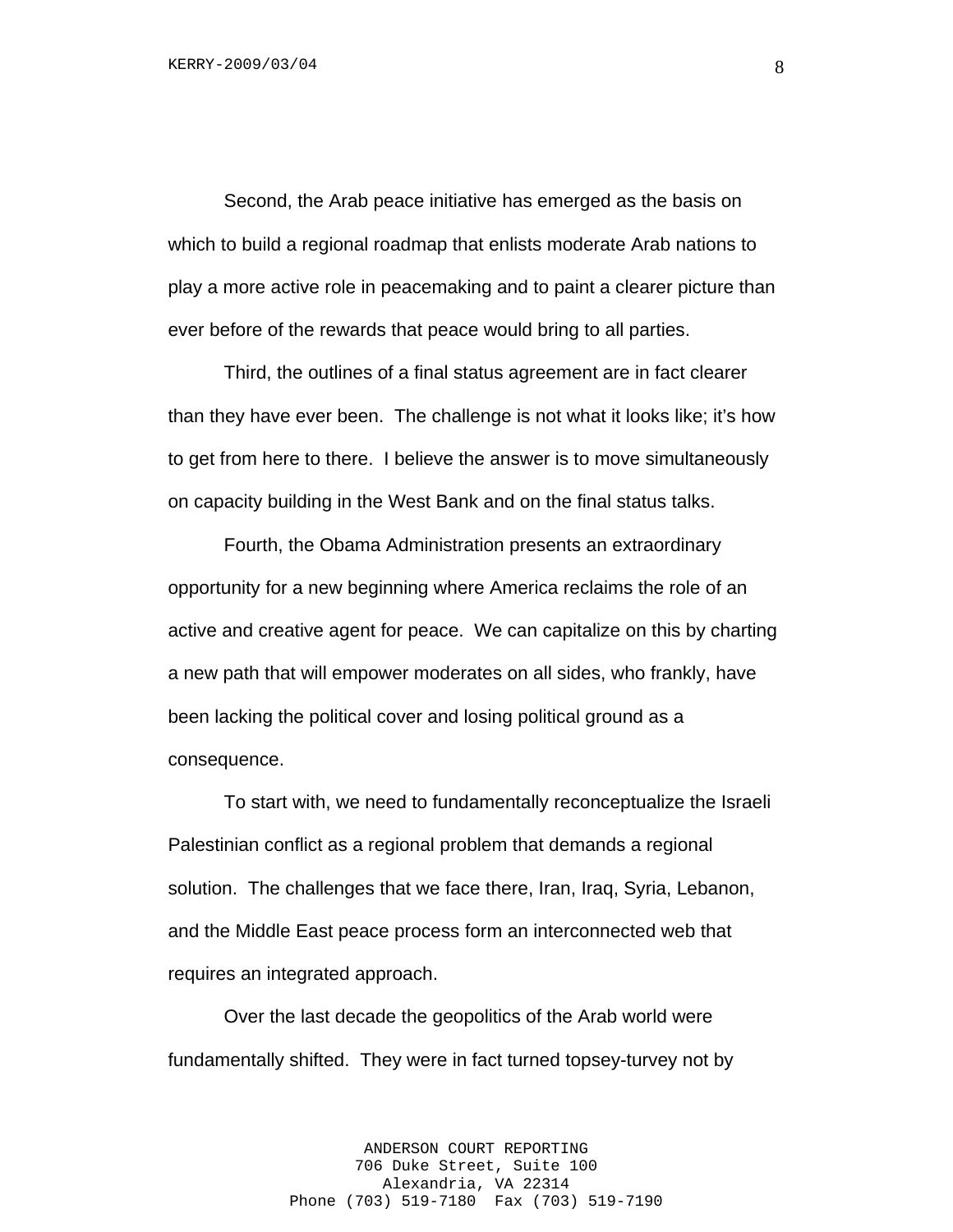Second, the Arab peace initiative has emerged as the basis on which to build a regional roadmap that enlists moderate Arab nations to play a more active role in peacemaking and to paint a clearer picture than ever before of the rewards that peace would bring to all parties.

Third, the outlines of a final status agreement are in fact clearer than they have ever been. The challenge is not what it looks like; it's how to get from here to there. I believe the answer is to move simultaneously on capacity building in the West Bank and on the final status talks.

Fourth, the Obama Administration presents an extraordinary opportunity for a new beginning where America reclaims the role of an active and creative agent for peace. We can capitalize on this by charting a new path that will empower moderates on all sides, who frankly, have been lacking the political cover and losing political ground as a consequence.

To start with, we need to fundamentally reconceptualize the Israeli Palestinian conflict as a regional problem that demands a regional solution. The challenges that we face there, Iran, Iraq, Syria, Lebanon, and the Middle East peace process form an interconnected web that requires an integrated approach.

Over the last decade the geopolitics of the Arab world were fundamentally shifted. They were in fact turned topsey-turvey not by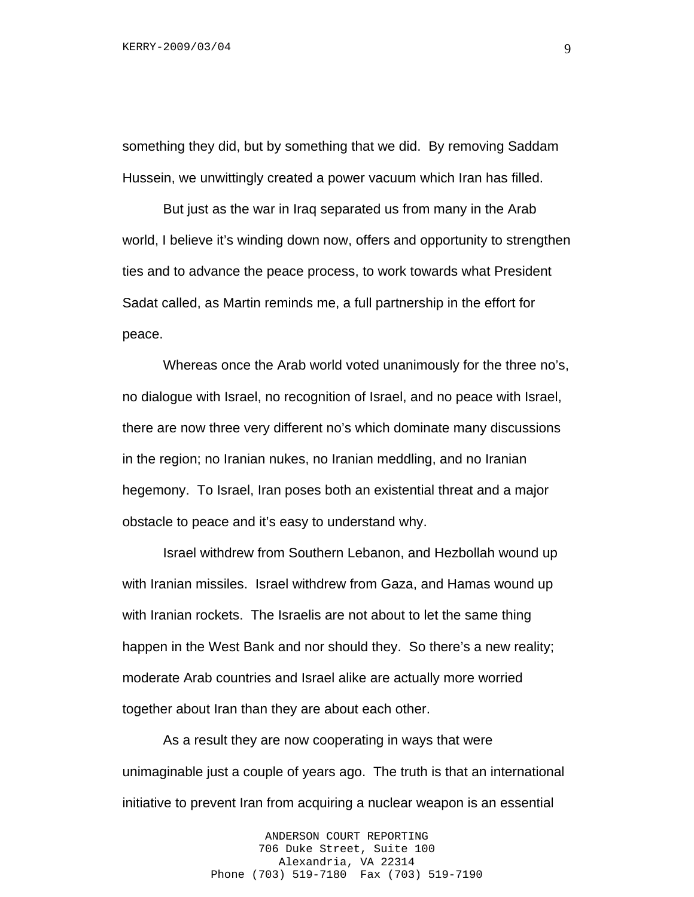something they did, but by something that we did. By removing Saddam Hussein, we unwittingly created a power vacuum which Iran has filled.

But just as the war in Iraq separated us from many in the Arab world, I believe it's winding down now, offers and opportunity to strengthen ties and to advance the peace process, to work towards what President Sadat called, as Martin reminds me, a full partnership in the effort for peace.

Whereas once the Arab world voted unanimously for the three no's, no dialogue with Israel, no recognition of Israel, and no peace with Israel, there are now three very different no's which dominate many discussions in the region; no Iranian nukes, no Iranian meddling, and no Iranian hegemony. To Israel, Iran poses both an existential threat and a major obstacle to peace and it's easy to understand why.

Israel withdrew from Southern Lebanon, and Hezbollah wound up with Iranian missiles. Israel withdrew from Gaza, and Hamas wound up with Iranian rockets. The Israelis are not about to let the same thing happen in the West Bank and nor should they. So there's a new reality; moderate Arab countries and Israel alike are actually more worried together about Iran than they are about each other.

As a result they are now cooperating in ways that were unimaginable just a couple of years ago. The truth is that an international initiative to prevent Iran from acquiring a nuclear weapon is an essential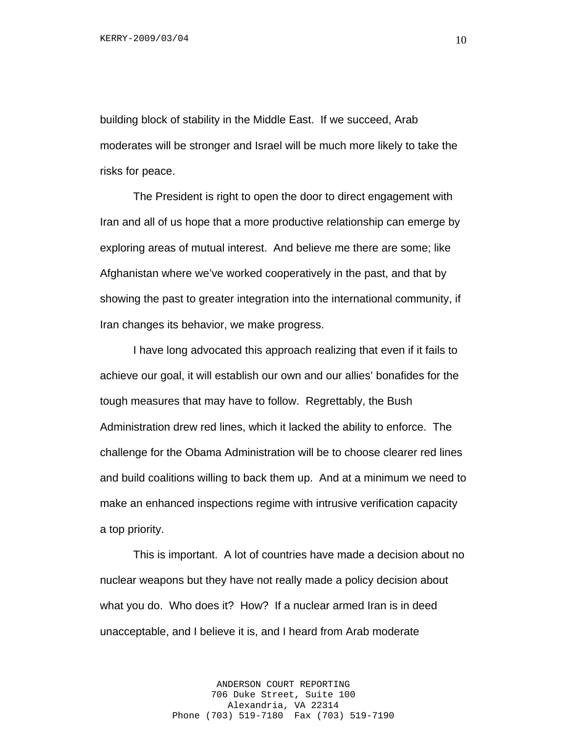building block of stability in the Middle East. If we succeed, Arab moderates will be stronger and Israel will be much more likely to take the risks for peace.

The President is right to open the door to direct engagement with Iran and all of us hope that a more productive relationship can emerge by exploring areas of mutual interest. And believe me there are some; like Afghanistan where we've worked cooperatively in the past, and that by showing the past to greater integration into the international community, if Iran changes its behavior, we make progress.

I have long advocated this approach realizing that even if it fails to achieve our goal, it will establish our own and our allies' bonafides for the tough measures that may have to follow. Regrettably, the Bush Administration drew red lines, which it lacked the ability to enforce. The challenge for the Obama Administration will be to choose clearer red lines and build coalitions willing to back them up. And at a minimum we need to make an enhanced inspections regime with intrusive verification capacity a top priority.

This is important. A lot of countries have made a decision about no nuclear weapons but they have not really made a policy decision about what you do. Who does it? How? If a nuclear armed Iran is in deed unacceptable, and I believe it is, and I heard from Arab moderate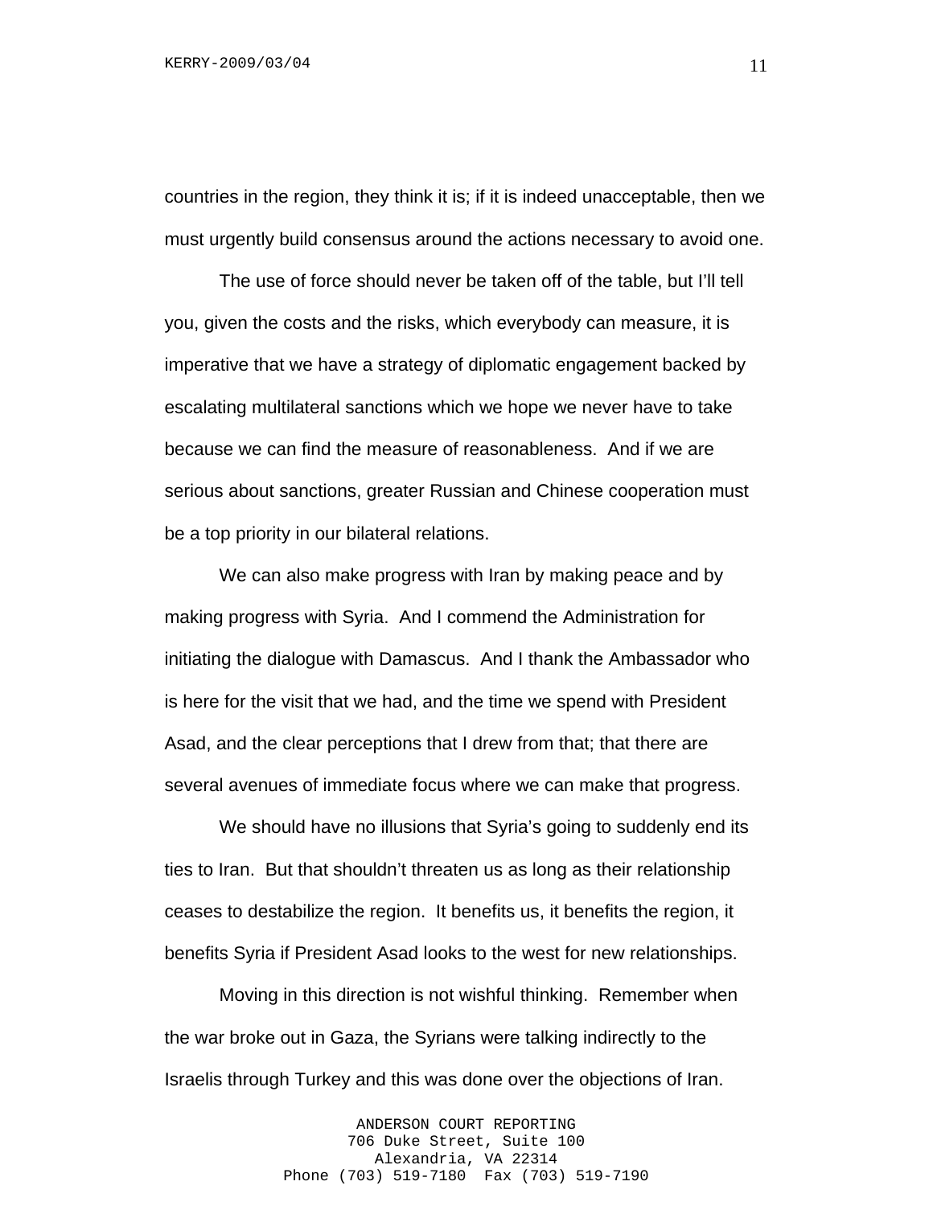countries in the region, they think it is; if it is indeed unacceptable, then we must urgently build consensus around the actions necessary to avoid one.

The use of force should never be taken off of the table, but I'll tell you, given the costs and the risks, which everybody can measure, it is imperative that we have a strategy of diplomatic engagement backed by escalating multilateral sanctions which we hope we never have to take because we can find the measure of reasonableness. And if we are serious about sanctions, greater Russian and Chinese cooperation must be a top priority in our bilateral relations.

We can also make progress with Iran by making peace and by making progress with Syria. And I commend the Administration for initiating the dialogue with Damascus. And I thank the Ambassador who is here for the visit that we had, and the time we spend with President Asad, and the clear perceptions that I drew from that; that there are several avenues of immediate focus where we can make that progress.

We should have no illusions that Syria's going to suddenly end its ties to Iran. But that shouldn't threaten us as long as their relationship ceases to destabilize the region. It benefits us, it benefits the region, it benefits Syria if President Asad looks to the west for new relationships.

Moving in this direction is not wishful thinking. Remember when the war broke out in Gaza, the Syrians were talking indirectly to the Israelis through Turkey and this was done over the objections of Iran.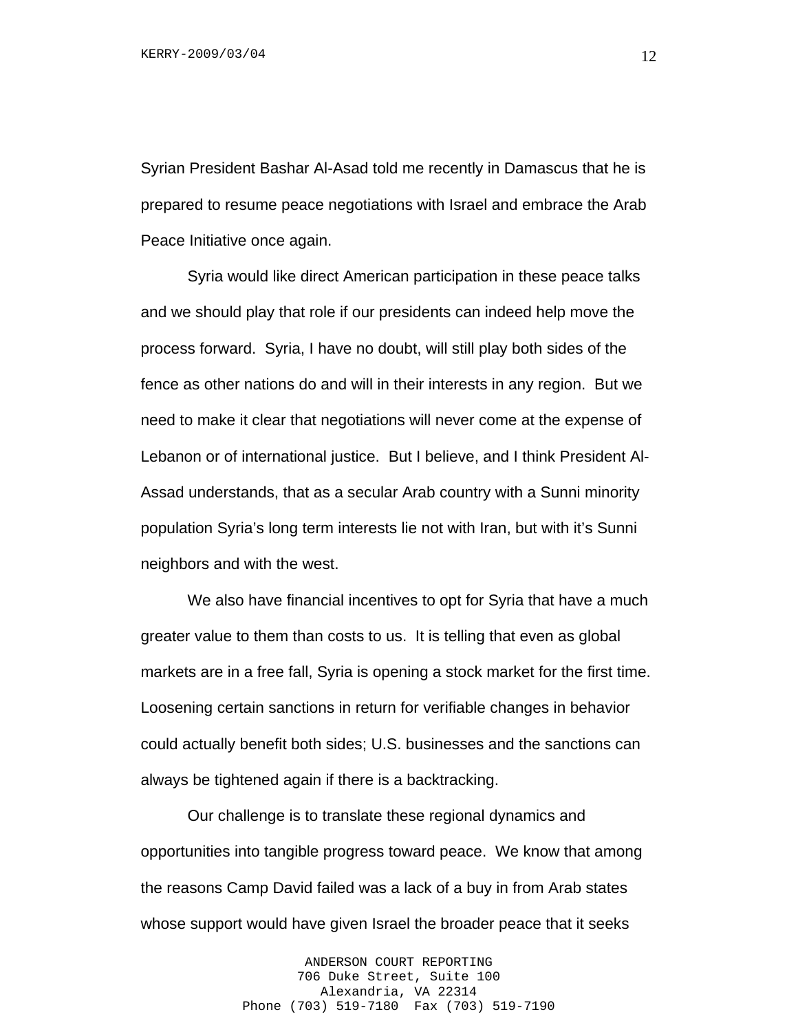Syrian President Bashar Al-Asad told me recently in Damascus that he is prepared to resume peace negotiations with Israel and embrace the Arab Peace Initiative once again.

Syria would like direct American participation in these peace talks and we should play that role if our presidents can indeed help move the process forward. Syria, I have no doubt, will still play both sides of the fence as other nations do and will in their interests in any region. But we need to make it clear that negotiations will never come at the expense of Lebanon or of international justice. But I believe, and I think President Al-Assad understands, that as a secular Arab country with a Sunni minority population Syria's long term interests lie not with Iran, but with it's Sunni neighbors and with the west.

We also have financial incentives to opt for Syria that have a much greater value to them than costs to us. It is telling that even as global markets are in a free fall, Syria is opening a stock market for the first time. Loosening certain sanctions in return for verifiable changes in behavior could actually benefit both sides; U.S. businesses and the sanctions can always be tightened again if there is a backtracking.

Our challenge is to translate these regional dynamics and opportunities into tangible progress toward peace. We know that among the reasons Camp David failed was a lack of a buy in from Arab states whose support would have given Israel the broader peace that it seeks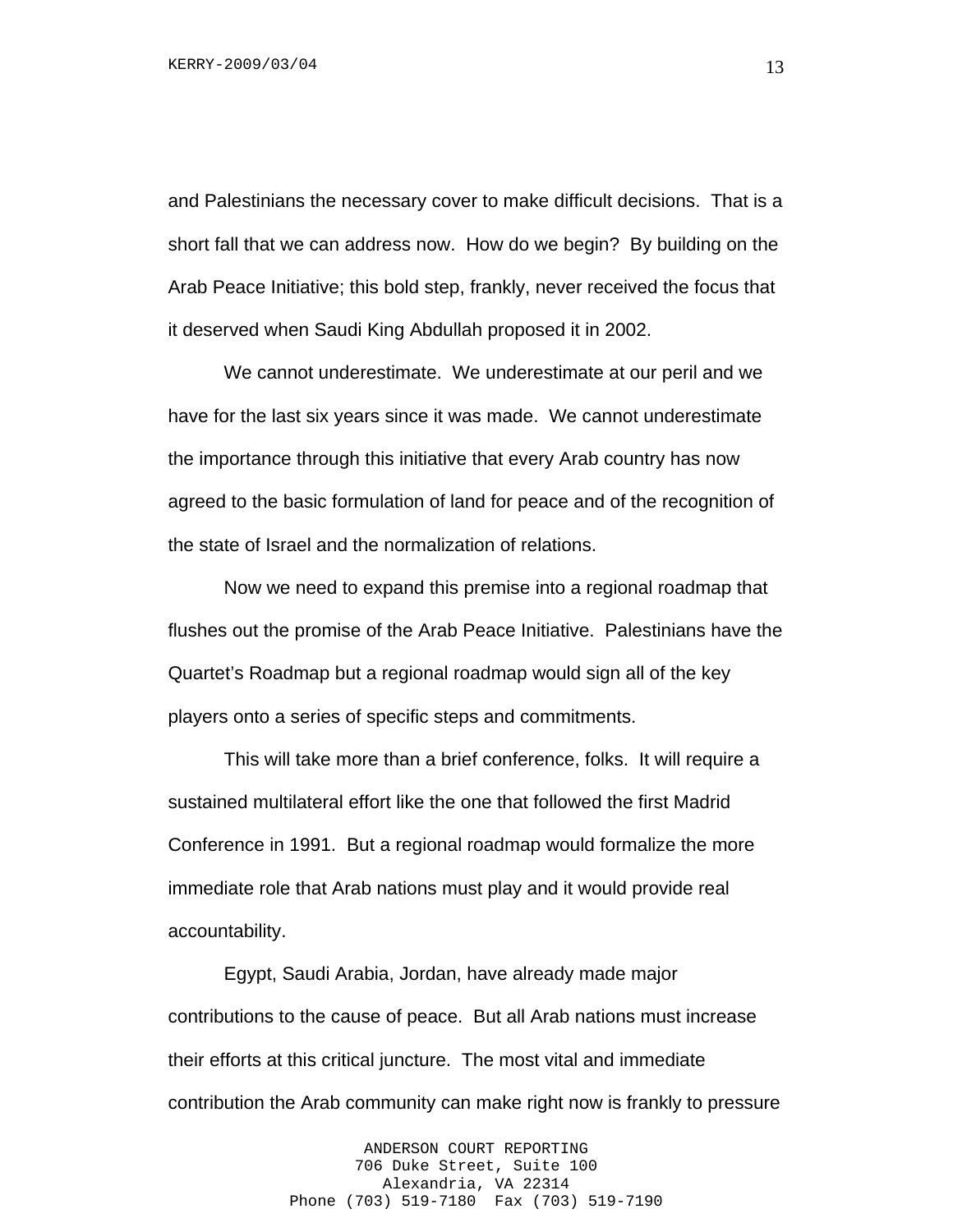and Palestinians the necessary cover to make difficult decisions. That is a short fall that we can address now. How do we begin? By building on the Arab Peace Initiative; this bold step, frankly, never received the focus that it deserved when Saudi King Abdullah proposed it in 2002.

We cannot underestimate. We underestimate at our peril and we have for the last six years since it was made. We cannot underestimate the importance through this initiative that every Arab country has now agreed to the basic formulation of land for peace and of the recognition of the state of Israel and the normalization of relations.

Now we need to expand this premise into a regional roadmap that flushes out the promise of the Arab Peace Initiative. Palestinians have the Quartet's Roadmap but a regional roadmap would sign all of the key players onto a series of specific steps and commitments.

This will take more than a brief conference, folks. It will require a sustained multilateral effort like the one that followed the first Madrid Conference in 1991. But a regional roadmap would formalize the more immediate role that Arab nations must play and it would provide real accountability.

Egypt, Saudi Arabia, Jordan, have already made major contributions to the cause of peace. But all Arab nations must increase their efforts at this critical juncture. The most vital and immediate contribution the Arab community can make right now is frankly to pressure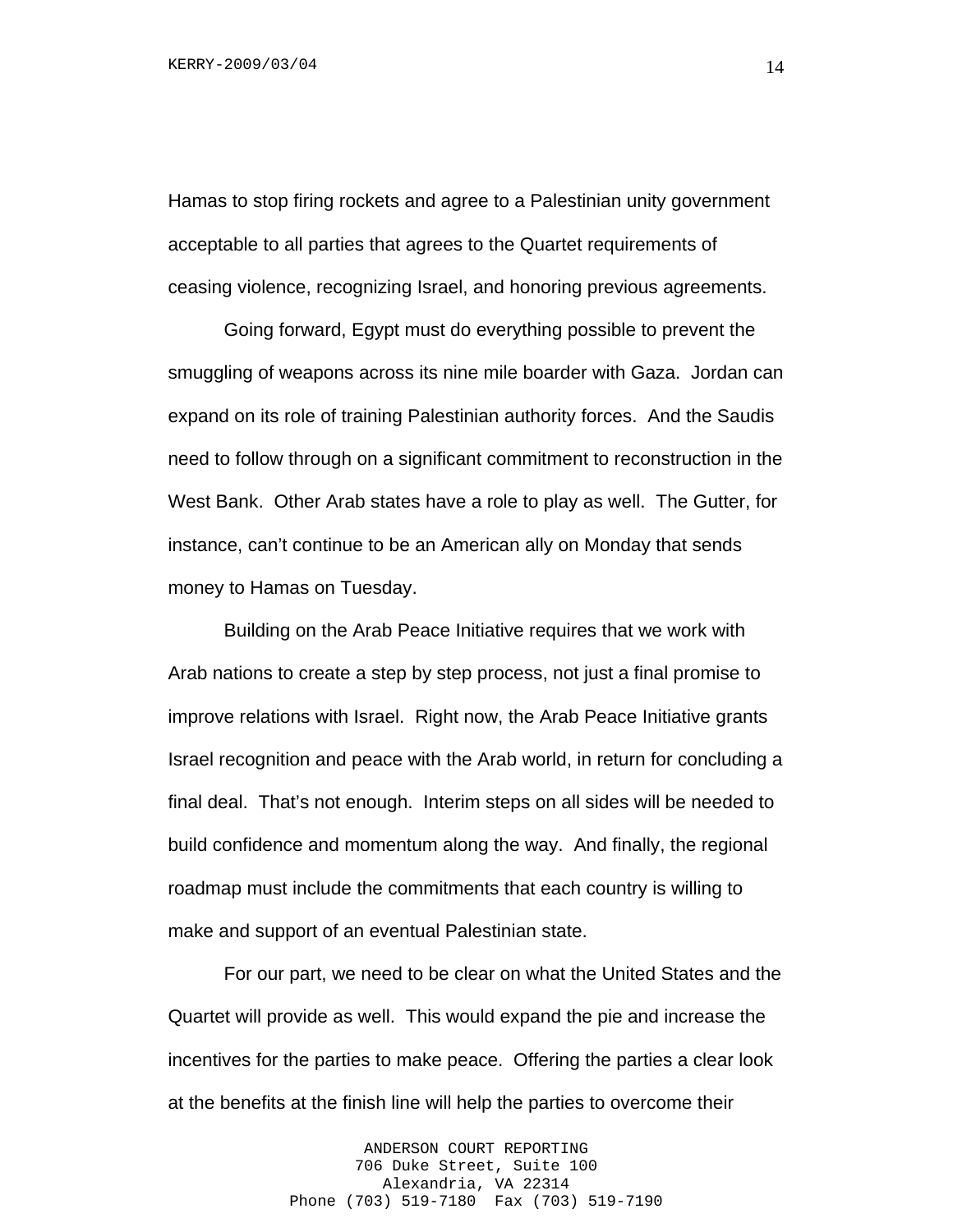Hamas to stop firing rockets and agree to a Palestinian unity government acceptable to all parties that agrees to the Quartet requirements of ceasing violence, recognizing Israel, and honoring previous agreements.

Going forward, Egypt must do everything possible to prevent the smuggling of weapons across its nine mile boarder with Gaza. Jordan can expand on its role of training Palestinian authority forces. And the Saudis need to follow through on a significant commitment to reconstruction in the West Bank. Other Arab states have a role to play as well. The Gutter, for instance, can't continue to be an American ally on Monday that sends money to Hamas on Tuesday.

Building on the Arab Peace Initiative requires that we work with Arab nations to create a step by step process, not just a final promise to improve relations with Israel. Right now, the Arab Peace Initiative grants Israel recognition and peace with the Arab world, in return for concluding a final deal. That's not enough. Interim steps on all sides will be needed to build confidence and momentum along the way. And finally, the regional roadmap must include the commitments that each country is willing to make and support of an eventual Palestinian state.

For our part, we need to be clear on what the United States and the Quartet will provide as well. This would expand the pie and increase the incentives for the parties to make peace. Offering the parties a clear look at the benefits at the finish line will help the parties to overcome their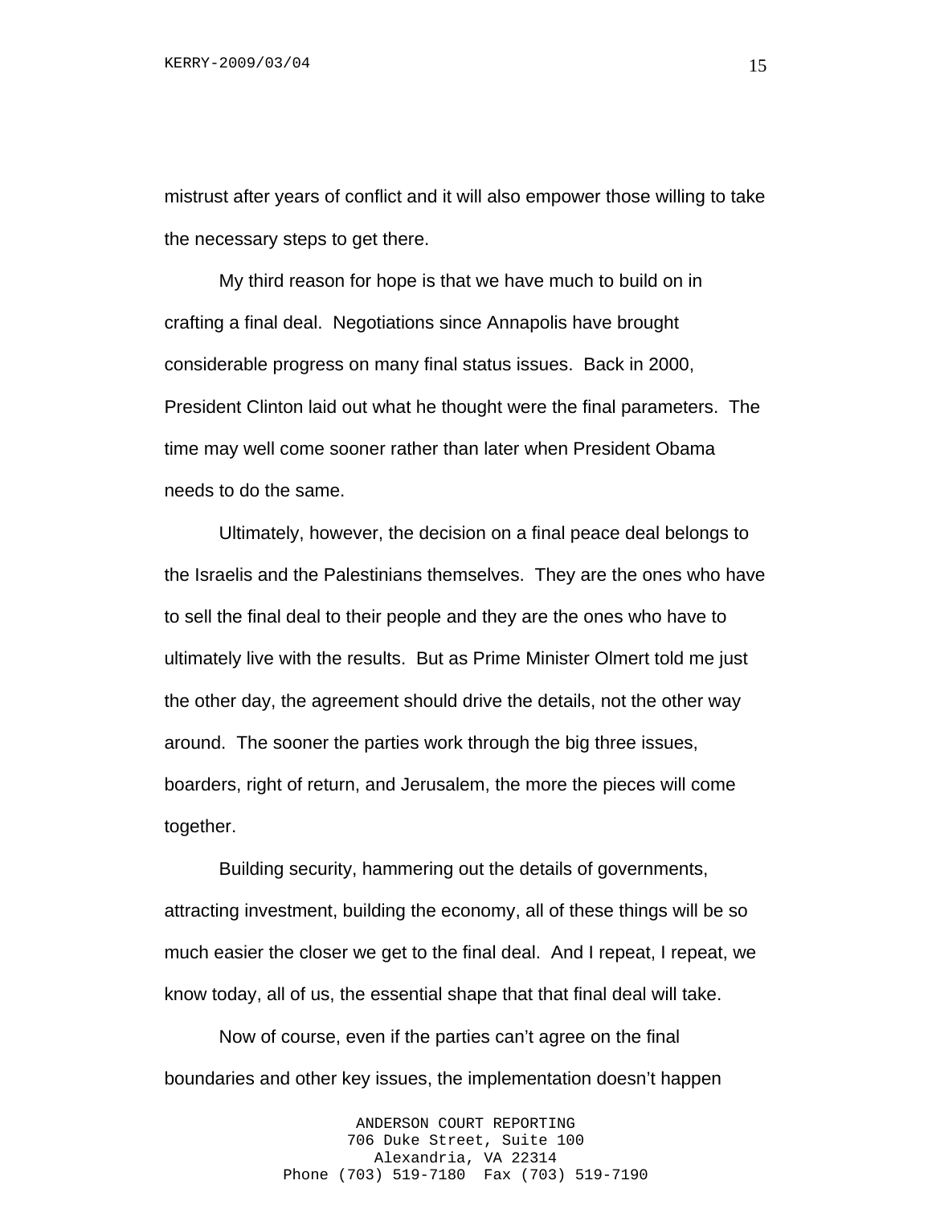mistrust after years of conflict and it will also empower those willing to take the necessary steps to get there.

My third reason for hope is that we have much to build on in crafting a final deal. Negotiations since Annapolis have brought considerable progress on many final status issues. Back in 2000, President Clinton laid out what he thought were the final parameters. The time may well come sooner rather than later when President Obama needs to do the same.

Ultimately, however, the decision on a final peace deal belongs to the Israelis and the Palestinians themselves. They are the ones who have to sell the final deal to their people and they are the ones who have to ultimately live with the results. But as Prime Minister Olmert told me just the other day, the agreement should drive the details, not the other way around. The sooner the parties work through the big three issues, boarders, right of return, and Jerusalem, the more the pieces will come together.

Building security, hammering out the details of governments, attracting investment, building the economy, all of these things will be so much easier the closer we get to the final deal. And I repeat, I repeat, we know today, all of us, the essential shape that that final deal will take.

Now of course, even if the parties can't agree on the final boundaries and other key issues, the implementation doesn't happen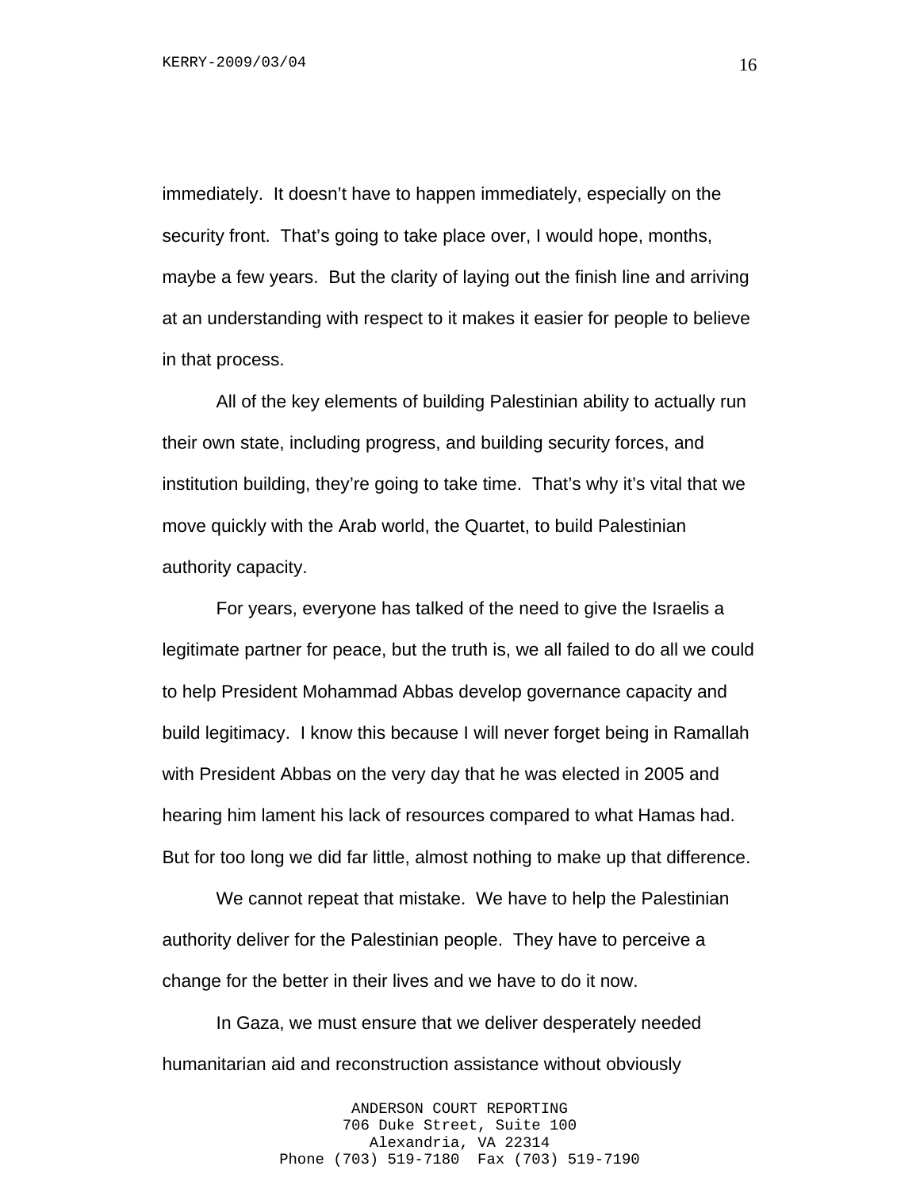immediately. It doesn't have to happen immediately, especially on the security front. That's going to take place over, I would hope, months, maybe a few years. But the clarity of laying out the finish line and arriving at an understanding with respect to it makes it easier for people to believe in that process.

All of the key elements of building Palestinian ability to actually run their own state, including progress, and building security forces, and institution building, they're going to take time. That's why it's vital that we move quickly with the Arab world, the Quartet, to build Palestinian authority capacity.

For years, everyone has talked of the need to give the Israelis a legitimate partner for peace, but the truth is, we all failed to do all we could to help President Mohammad Abbas develop governance capacity and build legitimacy. I know this because I will never forget being in Ramallah with President Abbas on the very day that he was elected in 2005 and hearing him lament his lack of resources compared to what Hamas had. But for too long we did far little, almost nothing to make up that difference.

We cannot repeat that mistake. We have to help the Palestinian authority deliver for the Palestinian people. They have to perceive a change for the better in their lives and we have to do it now.

In Gaza, we must ensure that we deliver desperately needed humanitarian aid and reconstruction assistance without obviously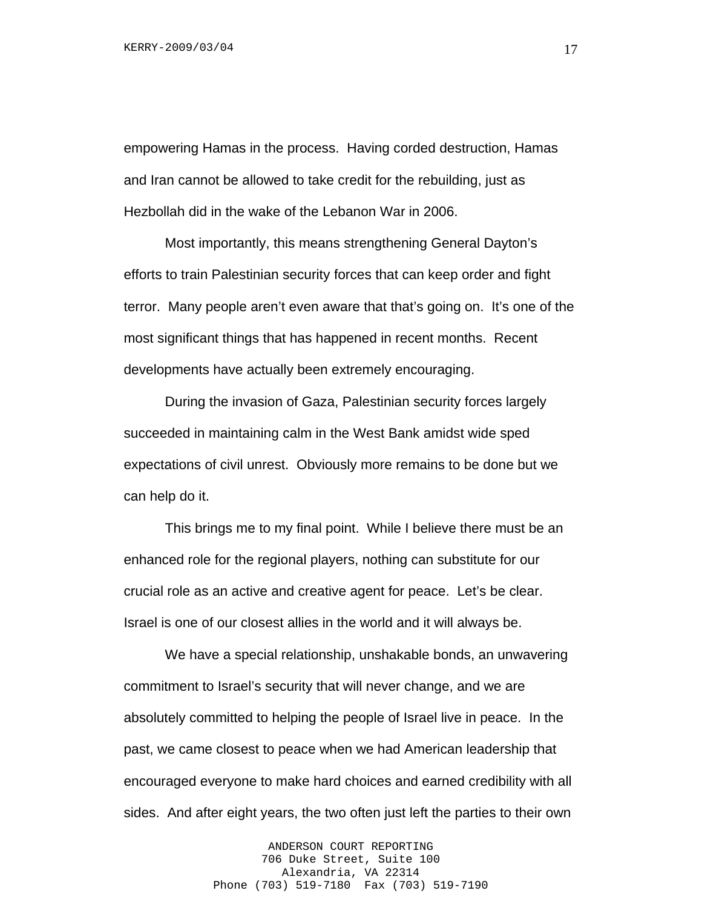empowering Hamas in the process. Having corded destruction, Hamas and Iran cannot be allowed to take credit for the rebuilding, just as Hezbollah did in the wake of the Lebanon War in 2006.

Most importantly, this means strengthening General Dayton's efforts to train Palestinian security forces that can keep order and fight terror. Many people aren't even aware that that's going on. It's one of the most significant things that has happened in recent months. Recent developments have actually been extremely encouraging.

During the invasion of Gaza, Palestinian security forces largely succeeded in maintaining calm in the West Bank amidst wide sped expectations of civil unrest. Obviously more remains to be done but we can help do it.

This brings me to my final point. While I believe there must be an enhanced role for the regional players, nothing can substitute for our crucial role as an active and creative agent for peace. Let's be clear. Israel is one of our closest allies in the world and it will always be.

We have a special relationship, unshakable bonds, an unwavering commitment to Israel's security that will never change, and we are absolutely committed to helping the people of Israel live in peace. In the past, we came closest to peace when we had American leadership that encouraged everyone to make hard choices and earned credibility with all sides. And after eight years, the two often just left the parties to their own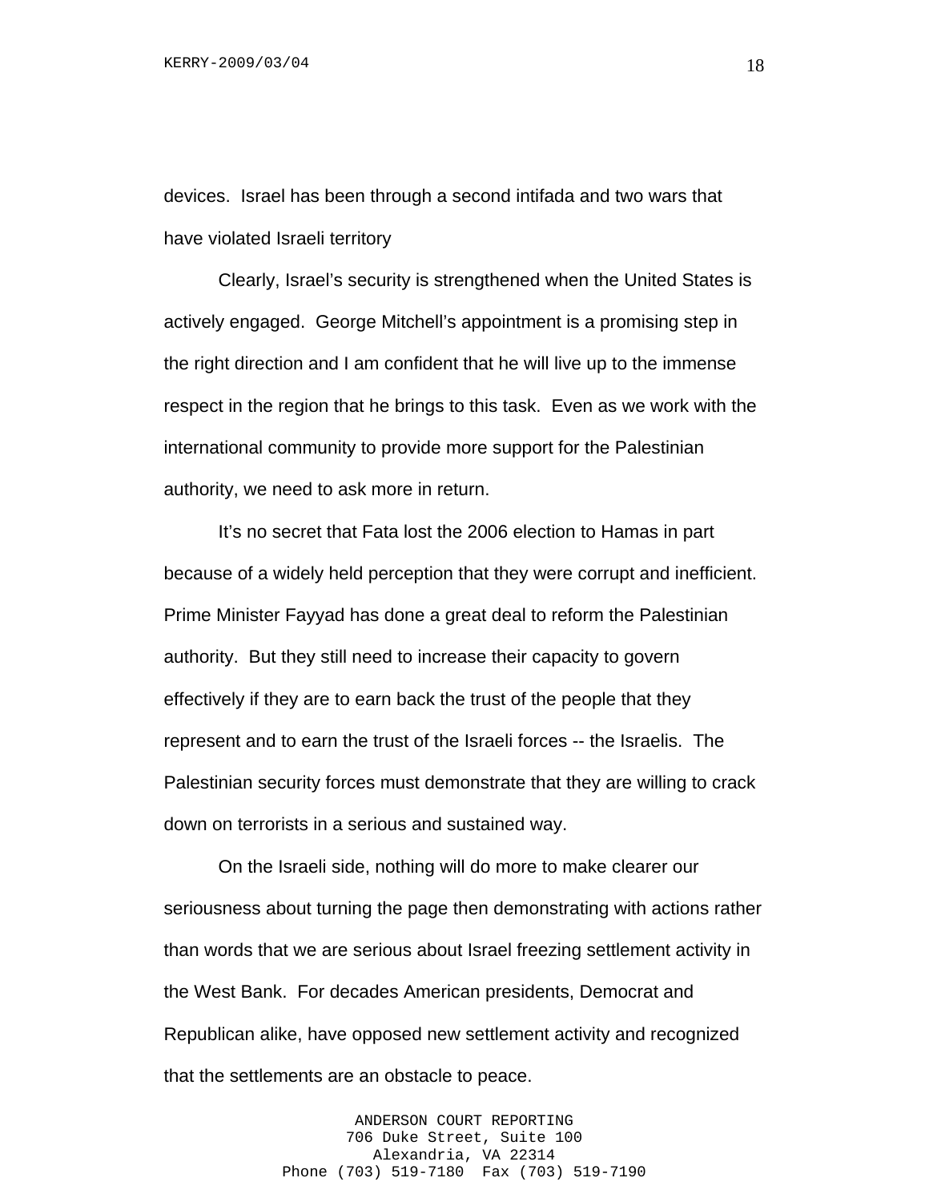devices. Israel has been through a second intifada and two wars that have violated Israeli territory

Clearly, Israel's security is strengthened when the United States is actively engaged. George Mitchell's appointment is a promising step in the right direction and I am confident that he will live up to the immense respect in the region that he brings to this task. Even as we work with the international community to provide more support for the Palestinian authority, we need to ask more in return.

It's no secret that Fata lost the 2006 election to Hamas in part because of a widely held perception that they were corrupt and inefficient. Prime Minister Fayyad has done a great deal to reform the Palestinian authority. But they still need to increase their capacity to govern effectively if they are to earn back the trust of the people that they represent and to earn the trust of the Israeli forces -- the Israelis. The Palestinian security forces must demonstrate that they are willing to crack down on terrorists in a serious and sustained way.

On the Israeli side, nothing will do more to make clearer our seriousness about turning the page then demonstrating with actions rather than words that we are serious about Israel freezing settlement activity in the West Bank. For decades American presidents, Democrat and Republican alike, have opposed new settlement activity and recognized that the settlements are an obstacle to peace.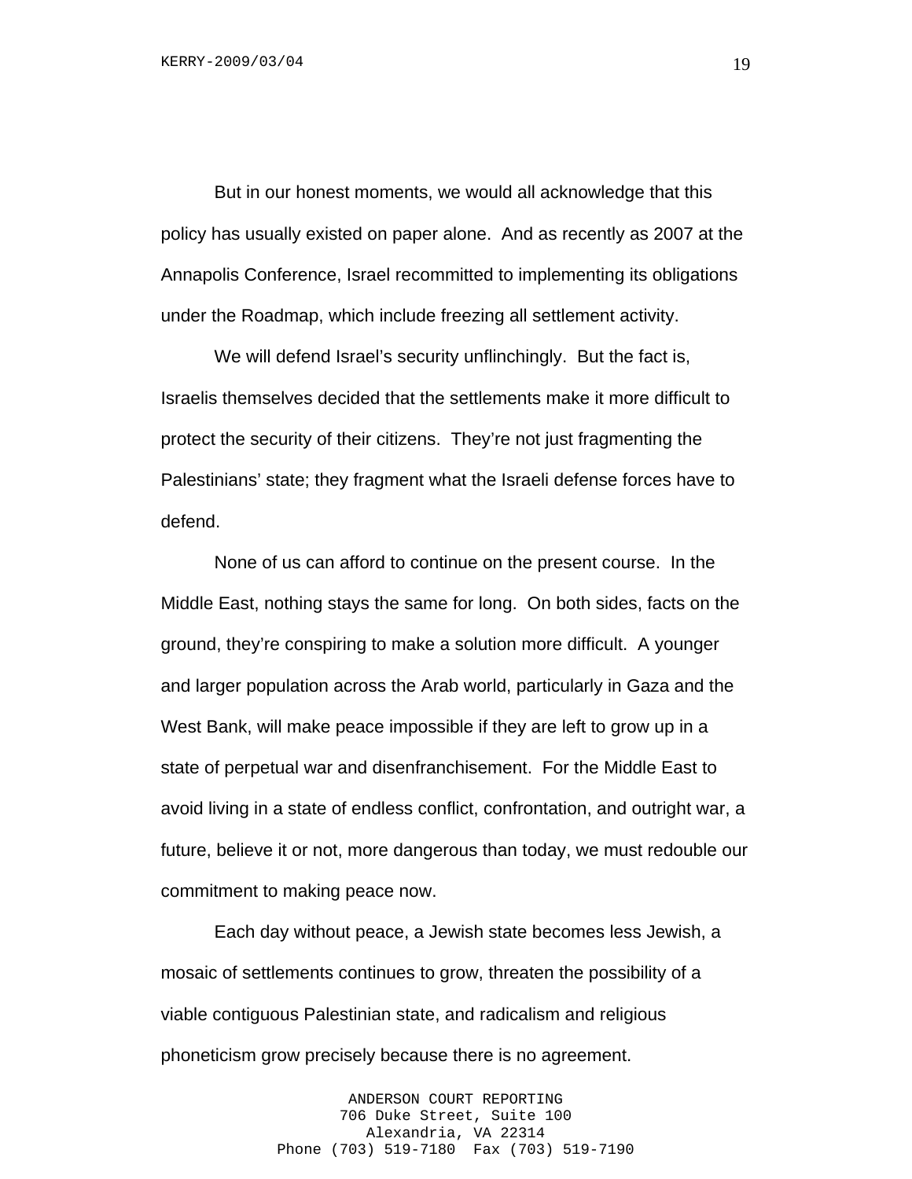But in our honest moments, we would all acknowledge that this policy has usually existed on paper alone. And as recently as 2007 at the Annapolis Conference, Israel recommitted to implementing its obligations under the Roadmap, which include freezing all settlement activity.

We will defend Israel's security unflinchingly. But the fact is, Israelis themselves decided that the settlements make it more difficult to protect the security of their citizens. They're not just fragmenting the Palestinians' state; they fragment what the Israeli defense forces have to defend.

None of us can afford to continue on the present course. In the Middle East, nothing stays the same for long. On both sides, facts on the ground, they're conspiring to make a solution more difficult. A younger and larger population across the Arab world, particularly in Gaza and the West Bank, will make peace impossible if they are left to grow up in a state of perpetual war and disenfranchisement. For the Middle East to avoid living in a state of endless conflict, confrontation, and outright war, a future, believe it or not, more dangerous than today, we must redouble our commitment to making peace now.

Each day without peace, a Jewish state becomes less Jewish, a mosaic of settlements continues to grow, threaten the possibility of a viable contiguous Palestinian state, and radicalism and religious phoneticism grow precisely because there is no agreement.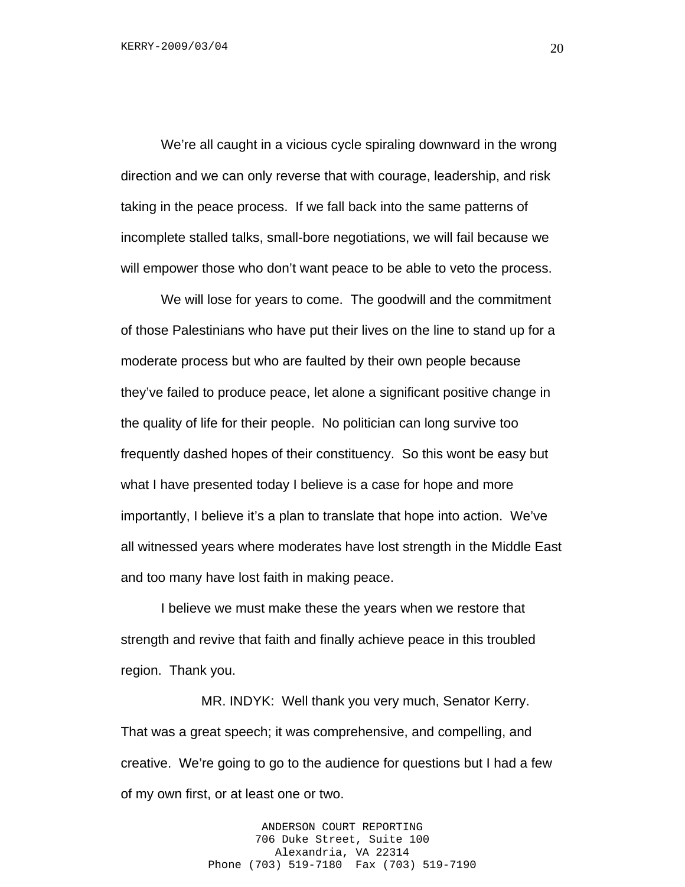We're all caught in a vicious cycle spiraling downward in the wrong direction and we can only reverse that with courage, leadership, and risk taking in the peace process. If we fall back into the same patterns of incomplete stalled talks, small-bore negotiations, we will fail because we will empower those who don't want peace to be able to veto the process.

We will lose for years to come. The goodwill and the commitment of those Palestinians who have put their lives on the line to stand up for a moderate process but who are faulted by their own people because they've failed to produce peace, let alone a significant positive change in the quality of life for their people. No politician can long survive too frequently dashed hopes of their constituency. So this wont be easy but what I have presented today I believe is a case for hope and more importantly, I believe it's a plan to translate that hope into action. We've all witnessed years where moderates have lost strength in the Middle East and too many have lost faith in making peace.

I believe we must make these the years when we restore that strength and revive that faith and finally achieve peace in this troubled region. Thank you.

MR. INDYK: Well thank you very much, Senator Kerry. That was a great speech; it was comprehensive, and compelling, and creative. We're going to go to the audience for questions but I had a few of my own first, or at least one or two.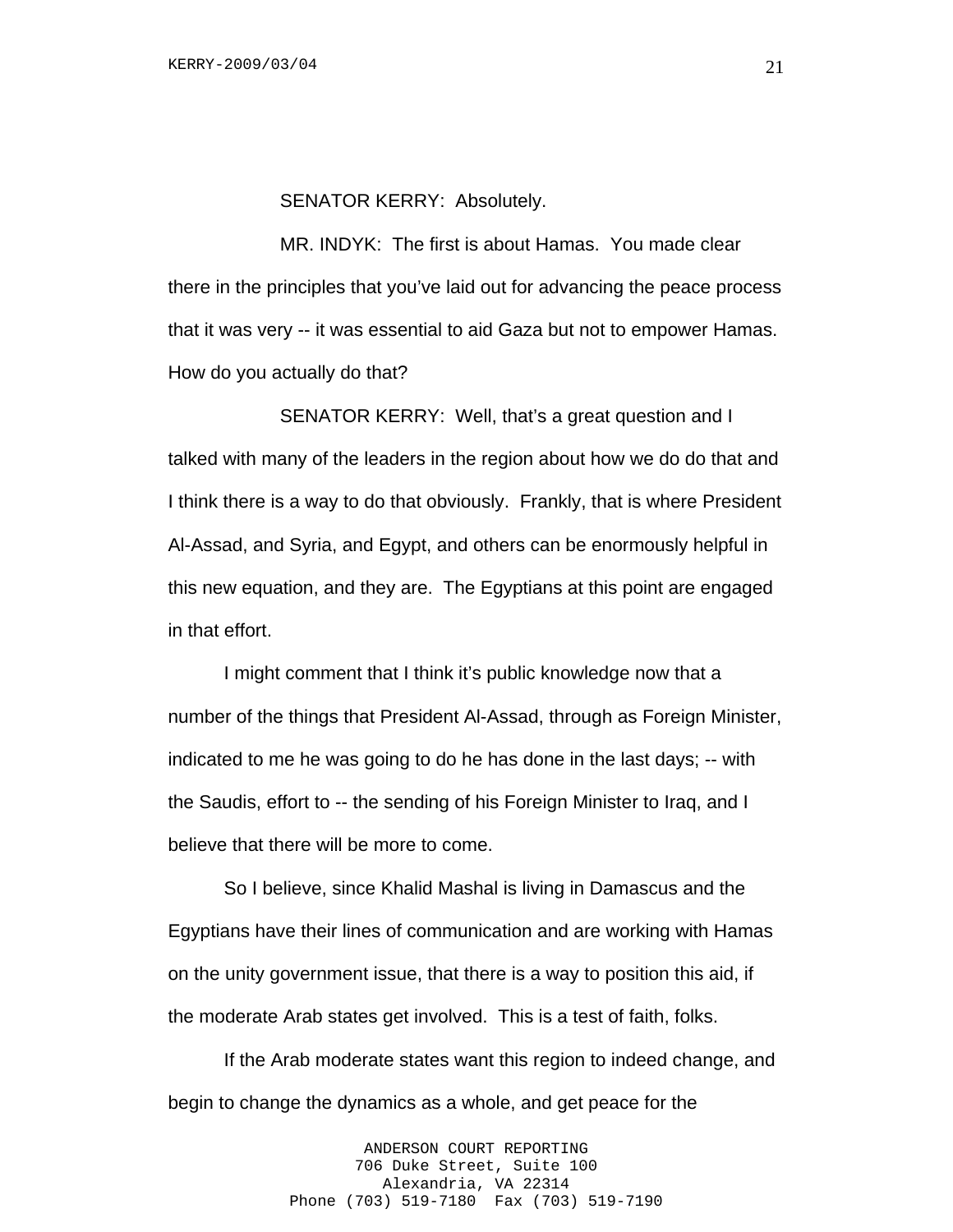SENATOR KERRY: Absolutely.

MR. INDYK: The first is about Hamas. You made clear there in the principles that you've laid out for advancing the peace process that it was very -- it was essential to aid Gaza but not to empower Hamas. How do you actually do that?

SENATOR KERRY: Well, that's a great question and I talked with many of the leaders in the region about how we do do that and I think there is a way to do that obviously. Frankly, that is where President Al-Assad, and Syria, and Egypt, and others can be enormously helpful in this new equation, and they are. The Egyptians at this point are engaged in that effort.

I might comment that I think it's public knowledge now that a number of the things that President Al-Assad, through as Foreign Minister, indicated to me he was going to do he has done in the last days; -- with the Saudis, effort to -- the sending of his Foreign Minister to Iraq, and I believe that there will be more to come.

So I believe, since Khalid Mashal is living in Damascus and the Egyptians have their lines of communication and are working with Hamas on the unity government issue, that there is a way to position this aid, if the moderate Arab states get involved. This is a test of faith, folks.

If the Arab moderate states want this region to indeed change, and begin to change the dynamics as a whole, and get peace for the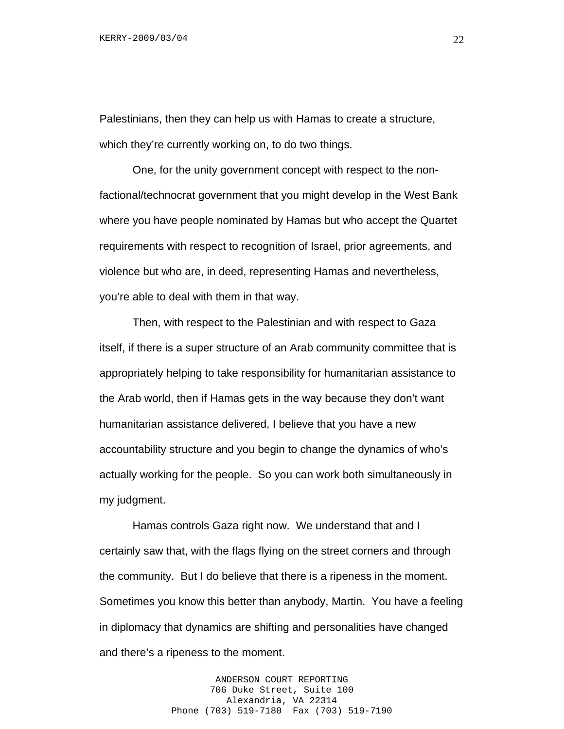Palestinians, then they can help us with Hamas to create a structure, which they're currently working on, to do two things.

One, for the unity government concept with respect to the non-factional/technocrat government that you might develop in the West Bank where you have people nominated by Hamas but who accept the Quartet requirements with respect to recognition of Israel, prior agreements, and violence but who are, in deed, representing Hamas and nevertheless, you're able to deal with them in that way.

Then, with respect to the Palestinian and with respect to Gaza itself, if there is a super structure of an Arab community committee that is appropriately helping to take responsibility for humanitarian assistance to the Arab world, then if Hamas gets in the way because they don't want humanitarian assistance delivered, I believe that you have a new accountability structure and you begin to change the dynamics of who's actually working for the people. So you can work both simultaneously in my judgment.

Hamas controls Gaza right now. We understand that and I certainly saw that, with the flags flying on the street corners and through the community. But I do believe that there is a ripeness in the moment. Sometimes you know this better than anybody, Martin. You have a feeling in diplomacy that dynamics are shifting and personalities have changed and there's a ripeness to the moment.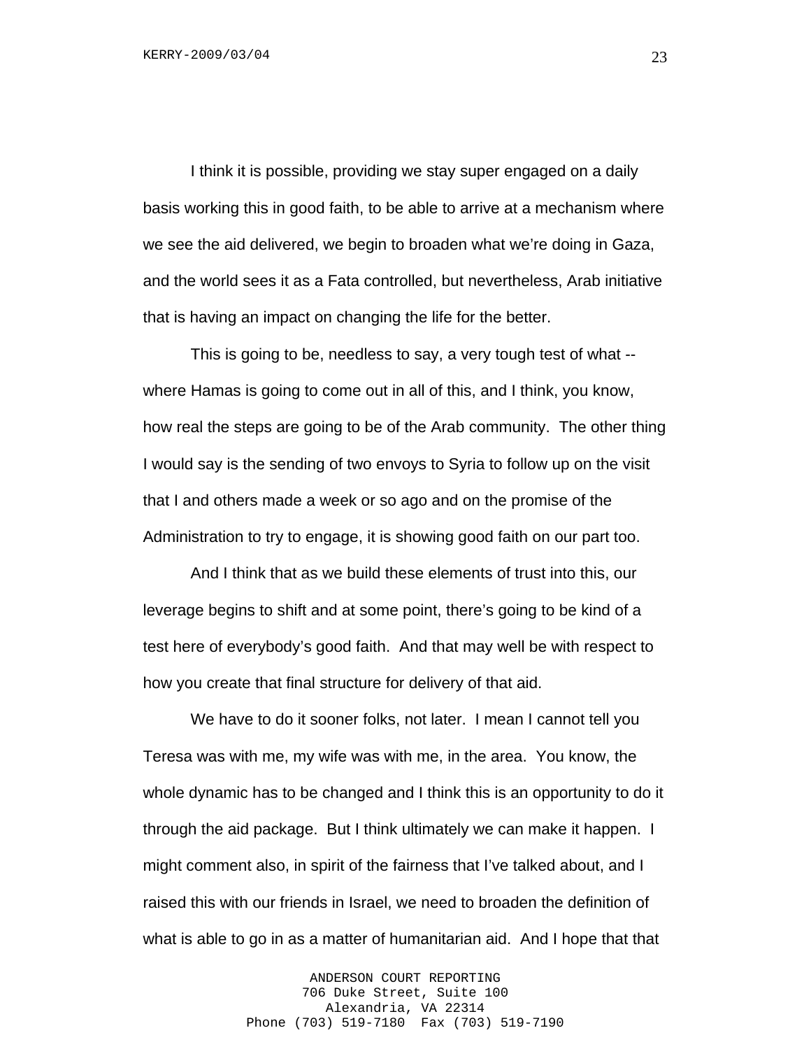I think it is possible, providing we stay super engaged on a daily basis working this in good faith, to be able to arrive at a mechanism where we see the aid delivered, we begin to broaden what we're doing in Gaza, and the world sees it as a Fata controlled, but nevertheless, Arab initiative that is having an impact on changing the life for the better.

This is going to be, needless to say, a very tough test of what -- where Hamas is going to come out in all of this, and I think, you know, how real the steps are going to be of the Arab community. The other thing I would say is the sending of two envoys to Syria to follow up on the visit that I and others made a week or so ago and on the promise of the Administration to try to engage, it is showing good faith on our part too.

And I think that as we build these elements of trust into this, our leverage begins to shift and at some point, there's going to be kind of a test here of everybody's good faith. And that may well be with respect to how you create that final structure for delivery of that aid.

We have to do it sooner folks, not later. I mean I cannot tell you Teresa was with me, my wife was with me, in the area. You know, the whole dynamic has to be changed and I think this is an opportunity to do it through the aid package. But I think ultimately we can make it happen. I might comment also, in spirit of the fairness that I've talked about, and I raised this with our friends in Israel, we need to broaden the definition of what is able to go in as a matter of humanitarian aid. And I hope that that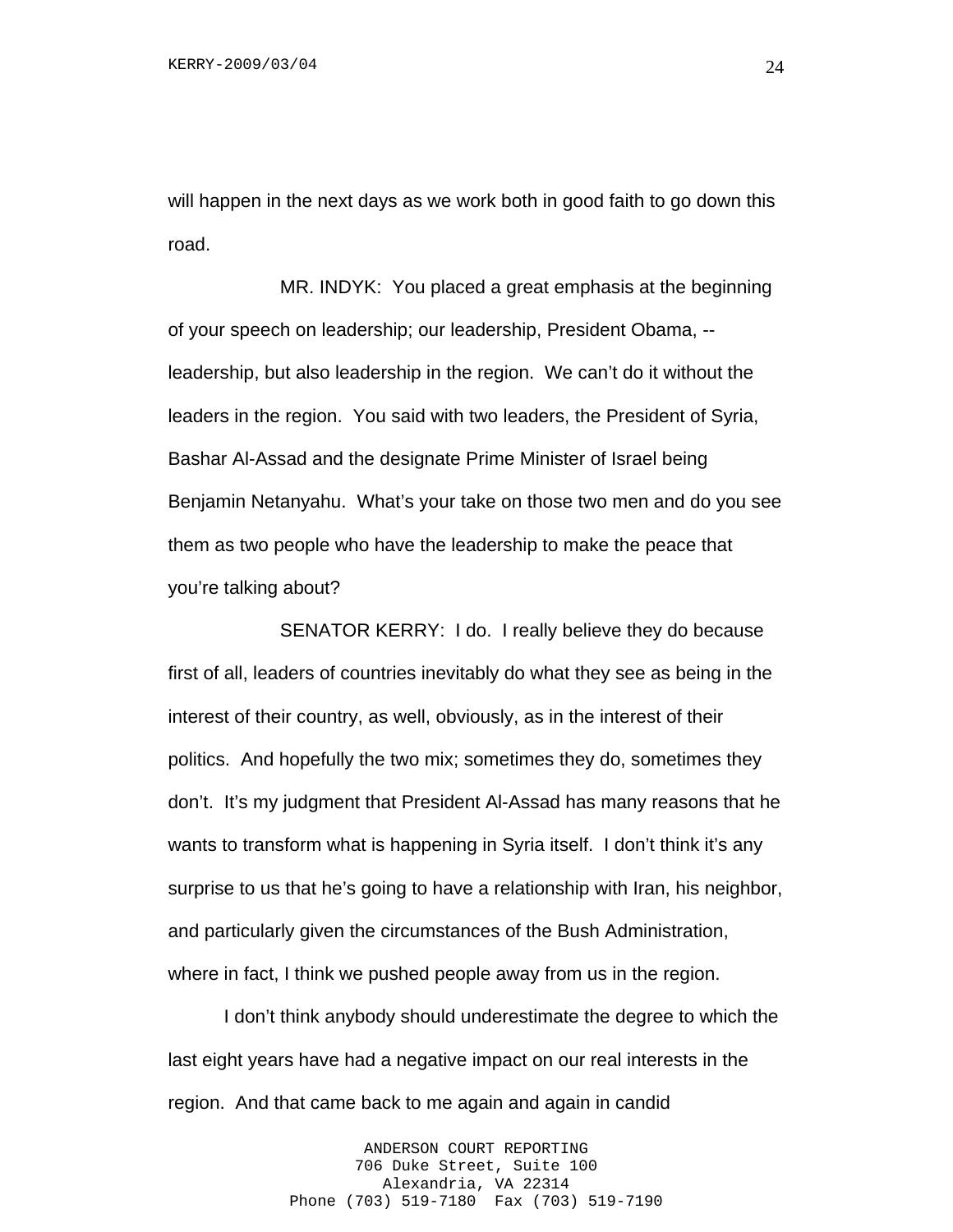will happen in the next days as we work both in good faith to go down this road.

MR. INDYK: You placed a great emphasis at the beginning of your speech on leadership; our leadership, President Obama, -- leadership, but also leadership in the region. We can't do it without the leaders in the region. You said with two leaders, the President of Syria, Bashar Al-Assad and the designate Prime Minister of Israel being Benjamin Netanyahu. What's your take on those two men and do you see them as two people who have the leadership to make the peace that you're talking about?

SENATOR KERRY: I do. I really believe they do because first of all, leaders of countries inevitably do what they see as being in the interest of their country, as well, obviously, as in the interest of their politics. And hopefully the two mix; sometimes they do, sometimes they don't. It's my judgment that President Al-Assad has many reasons that he wants to transform what is happening in Syria itself. I don't think it's any surprise to us that he's going to have a relationship with Iran, his neighbor, and particularly given the circumstances of the Bush Administration, where in fact, I think we pushed people away from us in the region.

I don't think anybody should underestimate the degree to which the last eight years have had a negative impact on our real interests in the region. And that came back to me again and again in candid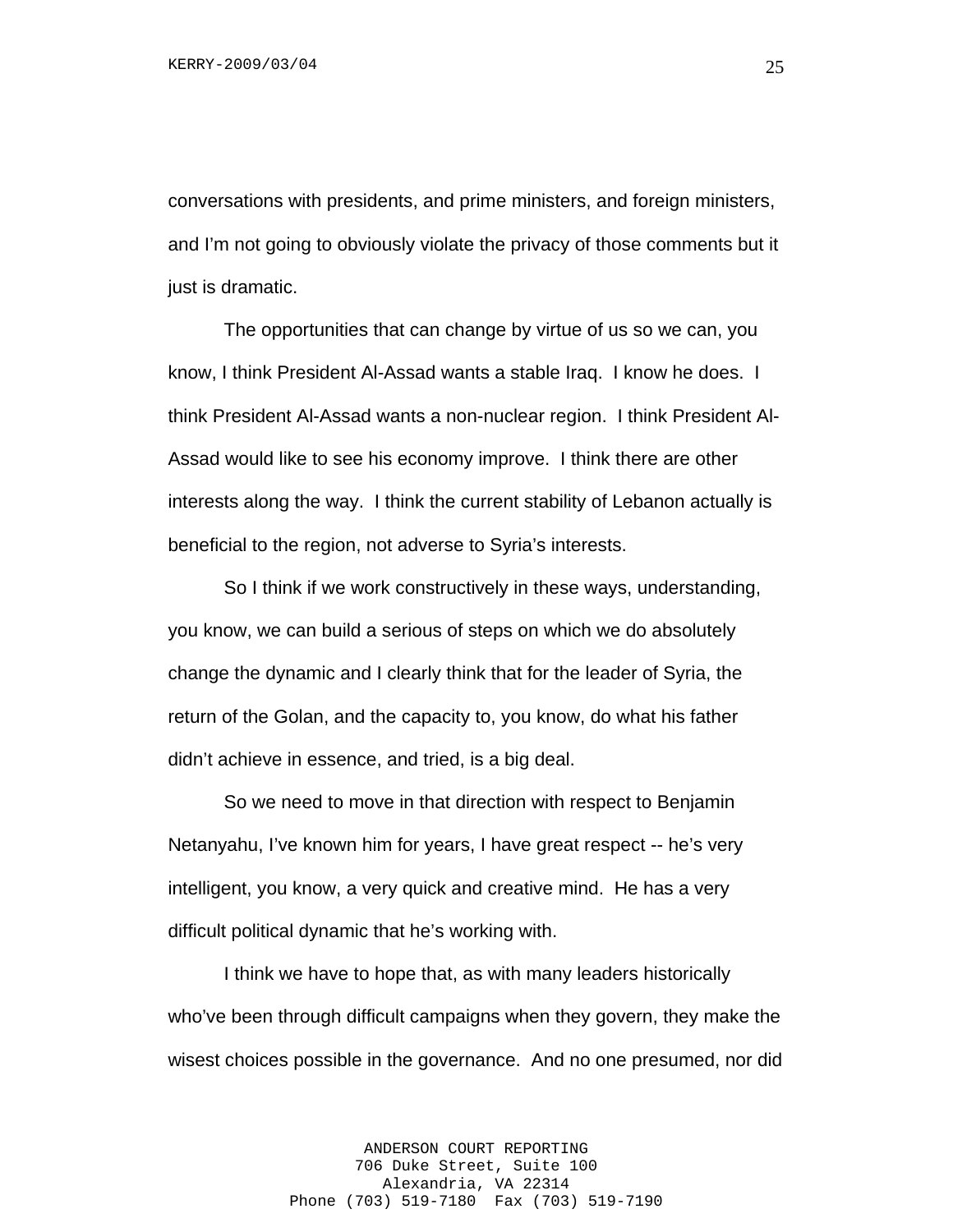conversations with presidents, and prime ministers, and foreign ministers, and I'm not going to obviously violate the privacy of those comments but it just is dramatic.

The opportunities that can change by virtue of us so we can, you know, I think President Al-Assad wants a stable Iraq. I know he does. I think President Al-Assad wants a non-nuclear region. I think President Al-Assad would like to see his economy improve. I think there are other interests along the way. I think the current stability of Lebanon actually is beneficial to the region, not adverse to Syria's interests.

So I think if we work constructively in these ways, understanding, you know, we can build a serious of steps on which we do absolutely change the dynamic and I clearly think that for the leader of Syria, the return of the Golan, and the capacity to, you know, do what his father didn't achieve in essence, and tried, is a big deal.

So we need to move in that direction with respect to Benjamin Netanyahu, I've known him for years, I have great respect -- he's very intelligent, you know, a very quick and creative mind. He has a very difficult political dynamic that he's working with.

I think we have to hope that, as with many leaders historically who've been through difficult campaigns when they govern, they make the wisest choices possible in the governance. And no one presumed, nor did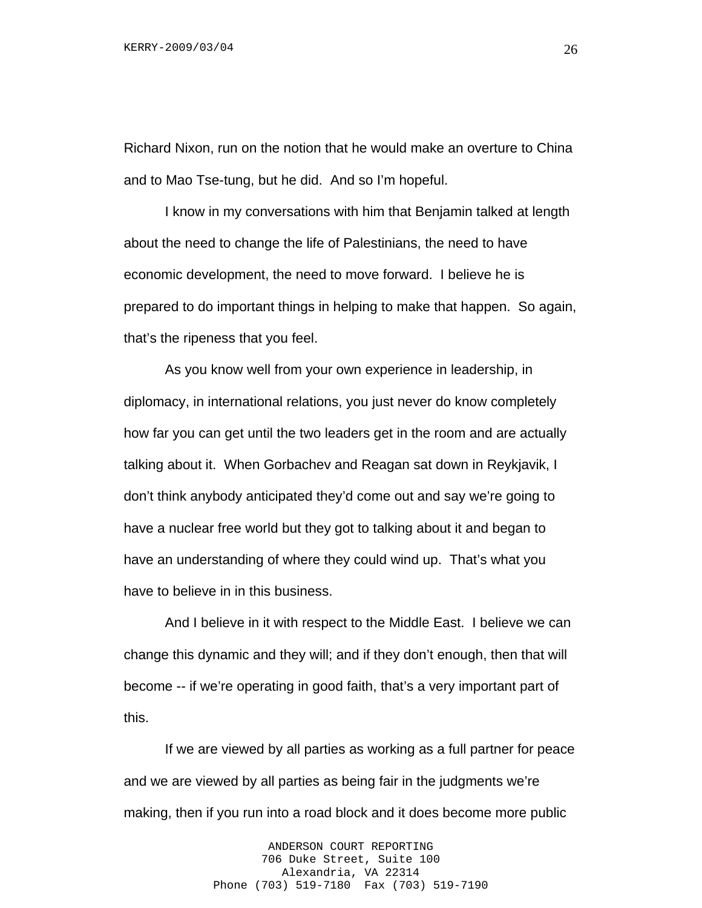Richard Nixon, run on the notion that he would make an overture to China and to Mao Tse-tung, but he did. And so I'm hopeful.

I know in my conversations with him that Benjamin talked at length about the need to change the life of Palestinians, the need to have economic development, the need to move forward. I believe he is prepared to do important things in helping to make that happen. So again, that's the ripeness that you feel.

As you know well from your own experience in leadership, in diplomacy, in international relations, you just never do know completely how far you can get until the two leaders get in the room and are actually talking about it. When Gorbachev and Reagan sat down in Reykjavik, I don't think anybody anticipated they'd come out and say we're going to have a nuclear free world but they got to talking about it and began to have an understanding of where they could wind up. That's what you have to believe in in this business.

And I believe in it with respect to the Middle East. I believe we can change this dynamic and they will; and if they don't enough, then that will become -- if we're operating in good faith, that's a very important part of this.

If we are viewed by all parties as working as a full partner for peace and we are viewed by all parties as being fair in the judgments we're making, then if you run into a road block and it does become more public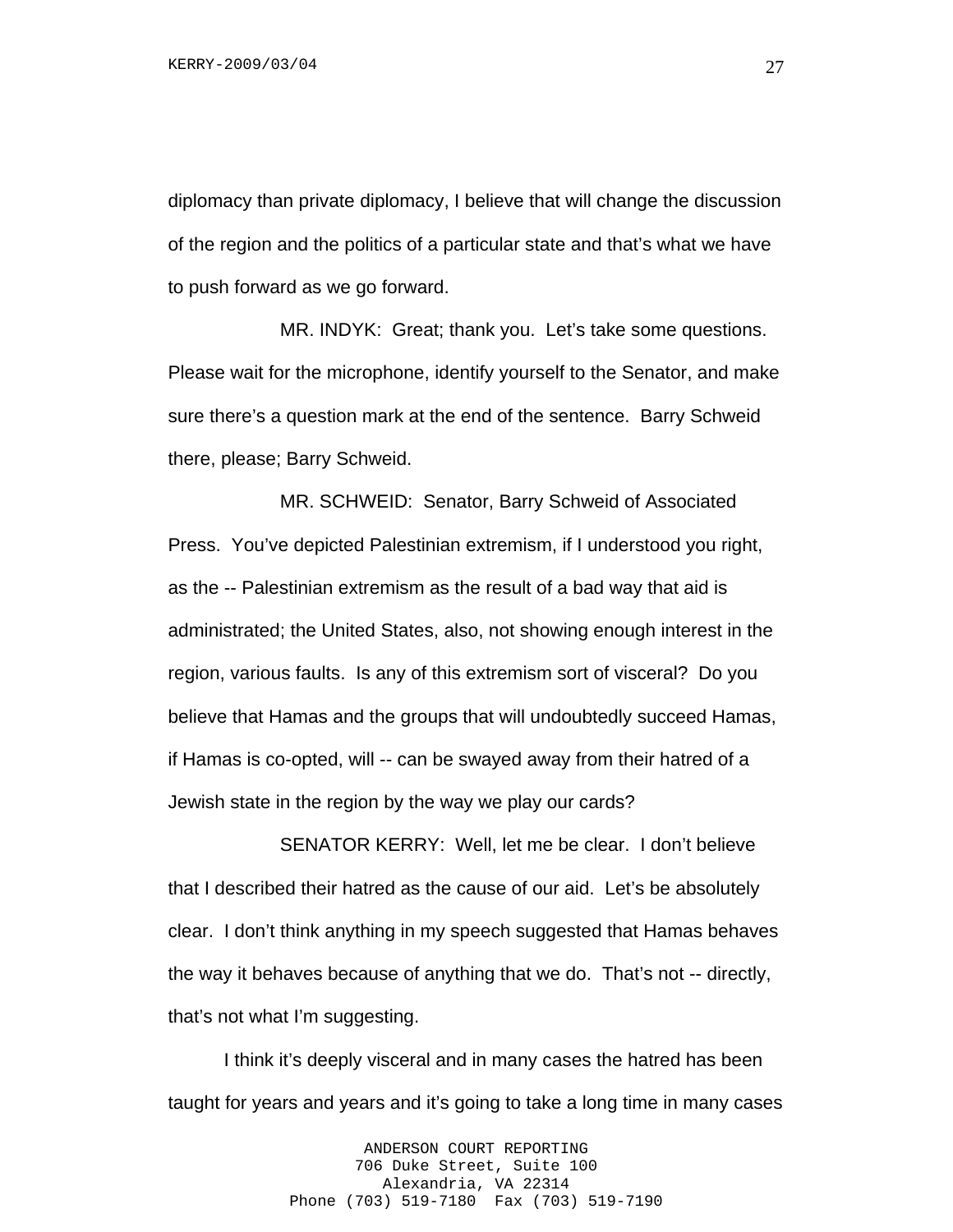diplomacy than private diplomacy, I believe that will change the discussion of the region and the politics of a particular state and that's what we have to push forward as we go forward.

MR. INDYK: Great; thank you. Let's take some questions. Please wait for the microphone, identify yourself to the Senator, and make sure there's a question mark at the end of the sentence. Barry Schweid there, please; Barry Schweid.

MR. SCHWEID: Senator, Barry Schweid of Associated Press. You've depicted Palestinian extremism, if I understood you right, as the -- Palestinian extremism as the result of a bad way that aid is administrated; the United States, also, not showing enough interest in the region, various faults. Is any of this extremism sort of visceral? Do you believe that Hamas and the groups that will undoubtedly succeed Hamas, if Hamas is co-opted, will -- can be swayed away from their hatred of a Jewish state in the region by the way we play our cards?

SENATOR KERRY: Well, let me be clear. I don't believe that I described their hatred as the cause of our aid. Let's be absolutely clear. I don't think anything in my speech suggested that Hamas behaves the way it behaves because of anything that we do. That's not -- directly, that's not what I'm suggesting.

I think it's deeply visceral and in many cases the hatred has been taught for years and years and it's going to take a long time in many cases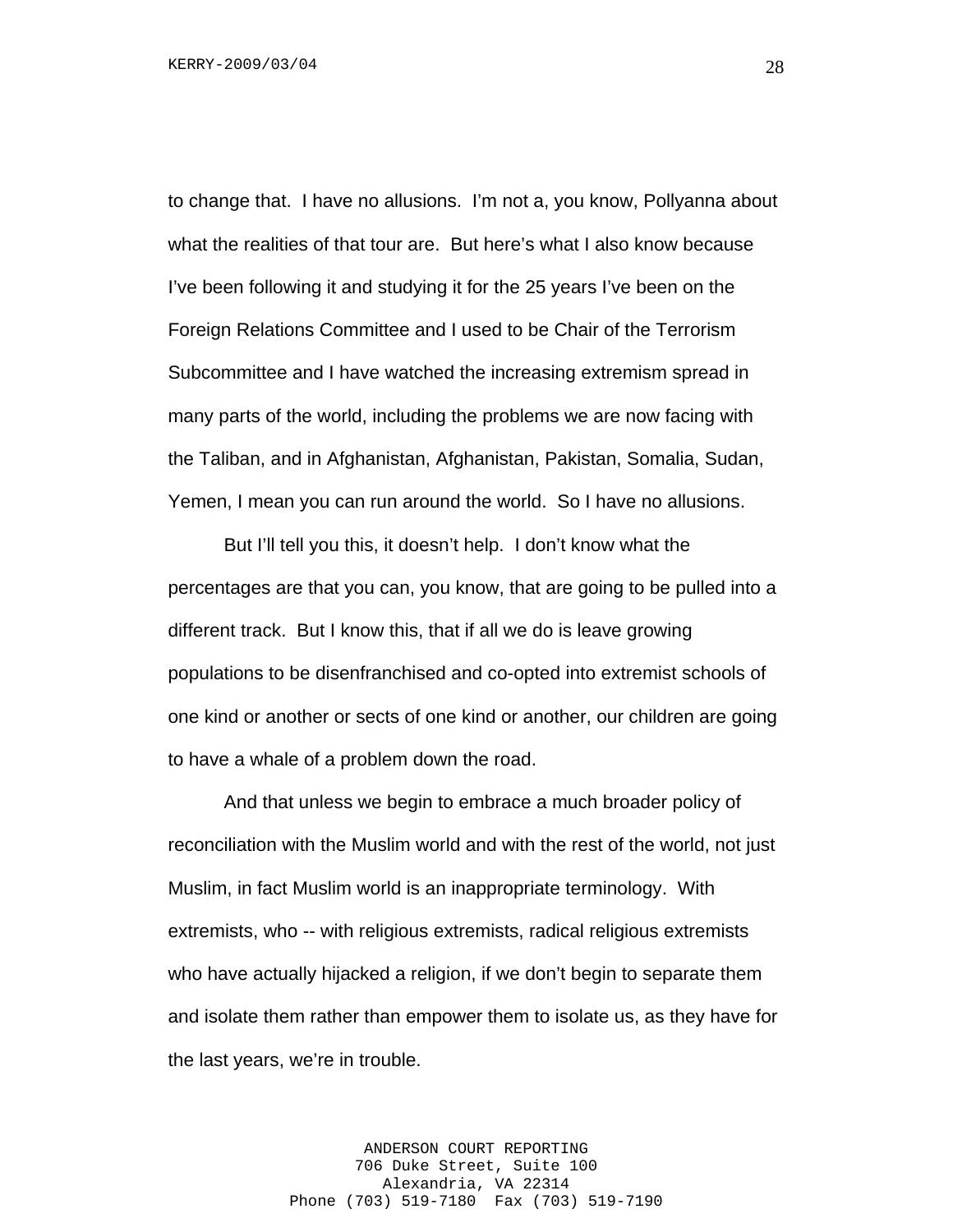to change that. I have no allusions. I'm not a, you know, Pollyanna about what the realities of that tour are. But here's what I also know because I've been following it and studying it for the 25 years I've been on the Foreign Relations Committee and I used to be Chair of the Terrorism Subcommittee and I have watched the increasing extremism spread in many parts of the world, including the problems we are now facing with the Taliban, and in Afghanistan, Afghanistan, Pakistan, Somalia, Sudan, Yemen, I mean you can run around the world. So I have no allusions.

But I'll tell you this, it doesn't help. I don't know what the percentages are that you can, you know, that are going to be pulled into a different track. But I know this, that if all we do is leave growing populations to be disenfranchised and co-opted into extremist schools of one kind or another or sects of one kind or another, our children are going to have a whale of a problem down the road.

And that unless we begin to embrace a much broader policy of reconciliation with the Muslim world and with the rest of the world, not just Muslim, in fact Muslim world is an inappropriate terminology. With extremists, who -- with religious extremists, radical religious extremists who have actually hijacked a religion, if we don't begin to separate them and isolate them rather than empower them to isolate us, as they have for the last years, we're in trouble.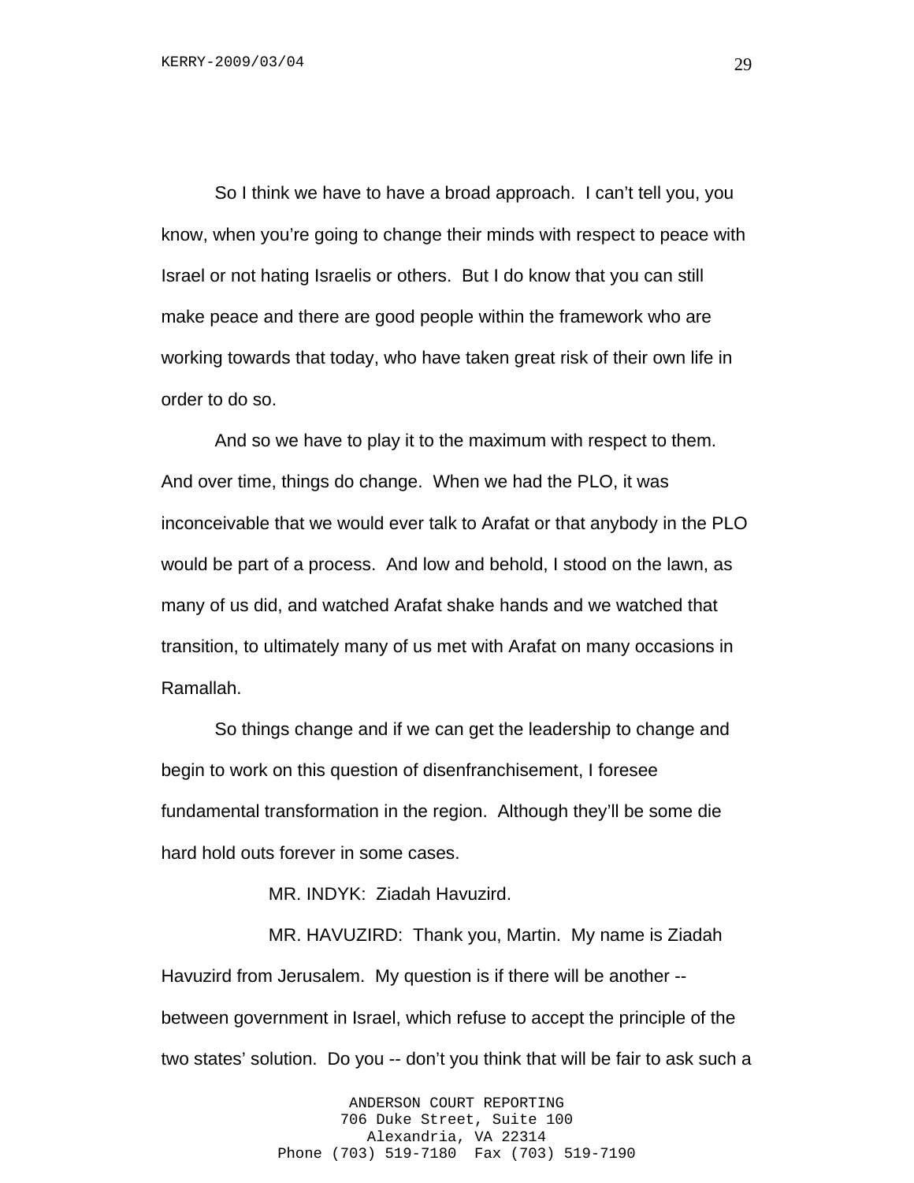So I think we have to have a broad approach. I can't tell you, you know, when you're going to change their minds with respect to peace with Israel or not hating Israelis or others. But I do know that you can still make peace and there are good people within the framework who are working towards that today, who have taken great risk of their own life in order to do so.

And so we have to play it to the maximum with respect to them. And over time, things do change. When we had the PLO, it was inconceivable that we would ever talk to Arafat or that anybody in the PLO would be part of a process. And low and behold, I stood on the lawn, as many of us did, and watched Arafat shake hands and we watched that transition, to ultimately many of us met with Arafat on many occasions in Ramallah.

So things change and if we can get the leadership to change and begin to work on this question of disenfranchisement, I foresee fundamental transformation in the region. Although they'll be some die hard hold outs forever in some cases.

MR. INDYK: Ziadah Havuzird.

MR. HAVUZIRD: Thank you, Martin. My name is Ziadah Havuzird from Jerusalem. My question is if there will be another -- between government in Israel, which refuse to accept the principle of the two states' solution. Do you -- don't you think that will be fair to ask such a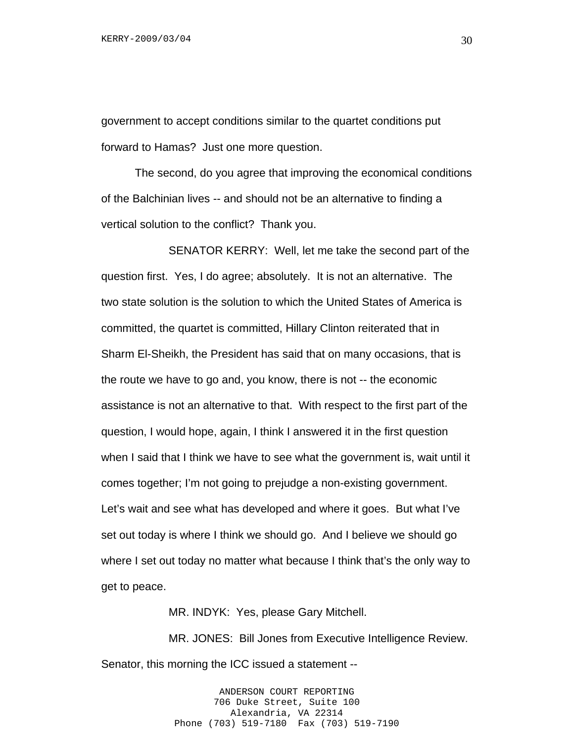government to accept conditions similar to the quartet conditions put forward to Hamas? Just one more question.

The second, do you agree that improving the economical conditions of the Balchinian lives -- and should not be an alternative to finding a vertical solution to the conflict? Thank you.

SENATOR KERRY: Well, let me take the second part of the question first. Yes, I do agree; absolutely. It is not an alternative. The two state solution is the solution to which the United States of America is committed, the quartet is committed, Hillary Clinton reiterated that in Sharm El-Sheikh, the President has said that on many occasions, that is the route we have to go and, you know, there is not -- the economic assistance is not an alternative to that. With respect to the first part of the question, I would hope, again, I think I answered it in the first question when I said that I think we have to see what the government is, wait until it comes together; I'm not going to prejudge a non-existing government. Let's wait and see what has developed and where it goes. But what I've set out today is where I think we should go. And I believe we should go where I set out today no matter what because I think that's the only way to get to peace.

MR. INDYK: Yes, please Gary Mitchell.

MR. JONES: Bill Jones from Executive Intelligence Review. Senator, this morning the ICC issued a statement --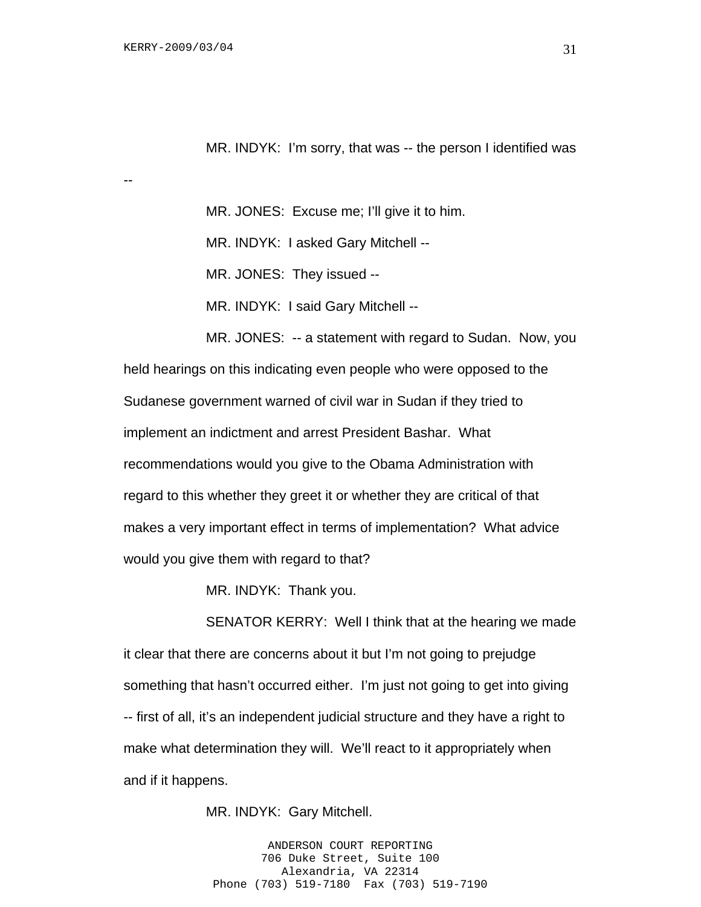MR. INDYK: I'm sorry, that was -- the person I identified was --

MR. JONES: Excuse me; I'll give it to him.

MR. INDYK: I asked Gary Mitchell --

MR. JONES: They issued --

MR. INDYK: I said Gary Mitchell --

MR. JONES: -- a statement with regard to Sudan. Now, you held hearings on this indicating even people who were opposed to the Sudanese government warned of civil war in Sudan if they tried to implement an indictment and arrest President Bashar. What recommendations would you give to the Obama Administration with regard to this whether they greet it or whether they are critical of that makes a very important effect in terms of implementation? What advice would you give them with regard to that?

MR. INDYK: Thank you.

SENATOR KERRY: Well I think that at the hearing we made it clear that there are concerns about it but I'm not going to prejudge something that hasn't occurred either. I'm just not going to get into giving -- first of all, it's an independent judicial structure and they have a right to make what determination they will. We'll react to it appropriately when and if it happens.

MR. INDYK: Gary Mitchell.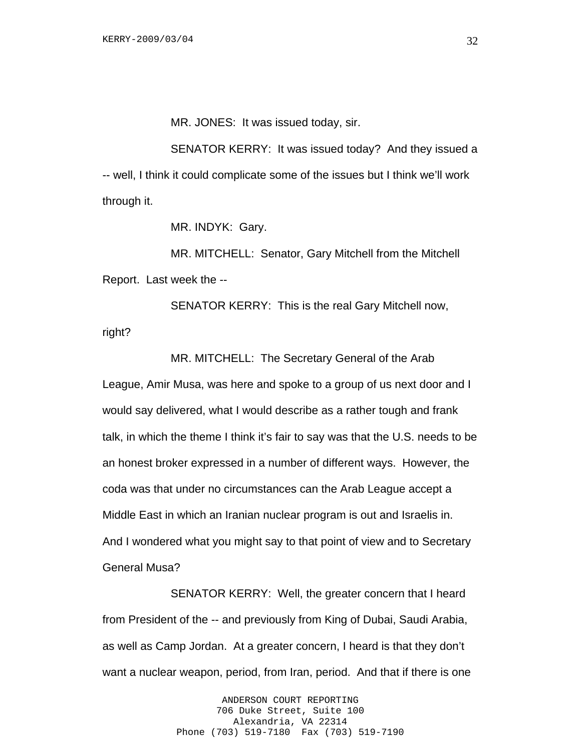MR. JONES: It was issued today, sir.

SENATOR KERRY: It was issued today? And they issued a -- well, I think it could complicate some of the issues but I think we'll work through it.

MR. INDYK: Gary.

MR. MITCHELL: Senator, Gary Mitchell from the Mitchell Report. Last week the --

SENATOR KERRY: This is the real Gary Mitchell now, right?

MR. MITCHELL: The Secretary General of the Arab League, Amir Musa, was here and spoke to a group of us next door and I would say delivered, what I would describe as a rather tough and frank talk, in which the theme I think it's fair to say was that the U.S. needs to be an honest broker expressed in a number of different ways. However, the coda was that under no circumstances can the Arab League accept a Middle East in which an Iranian nuclear program is out and Israelis in. And I wondered what you might say to that point of view and to Secretary General Musa?

SENATOR KERRY: Well, the greater concern that I heard from President of the -- and previously from King of Dubai, Saudi Arabia, as well as Camp Jordan. At a greater concern, I heard is that they don't want a nuclear weapon, period, from Iran, period. And that if there is one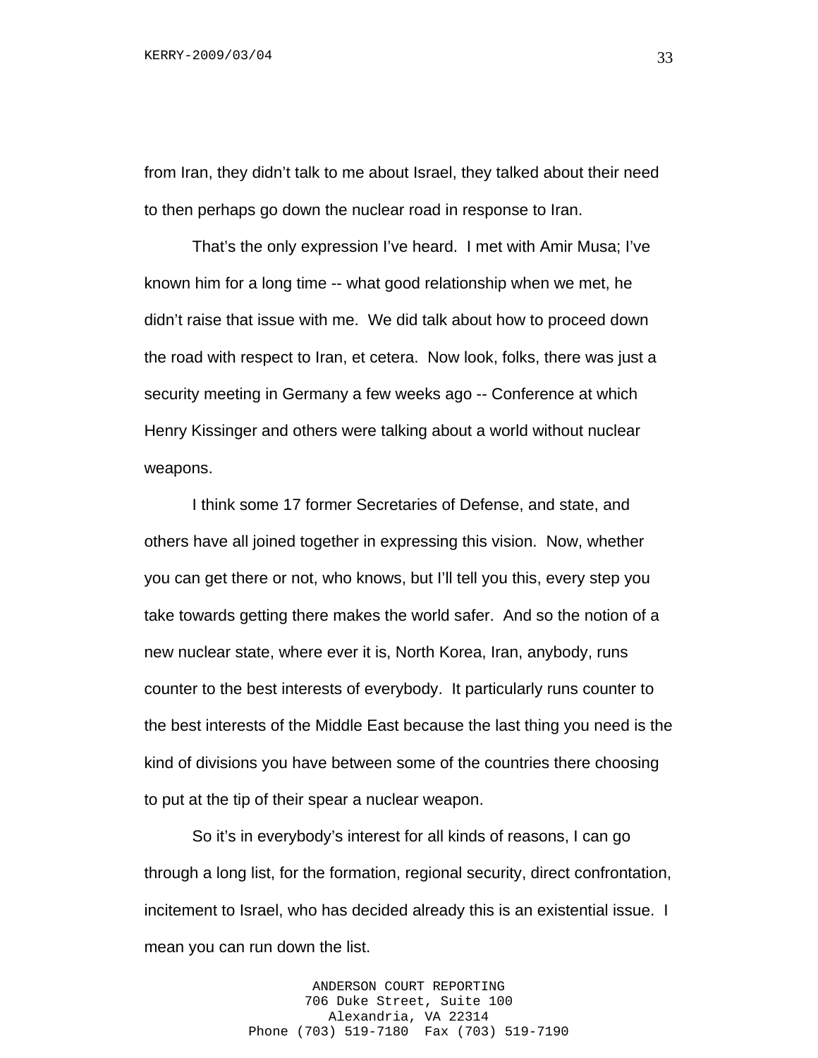from Iran, they didn't talk to me about Israel, they talked about their need to then perhaps go down the nuclear road in response to Iran.

That's the only expression I've heard. I met with Amir Musa; I've known him for a long time -- what good relationship when we met, he didn't raise that issue with me. We did talk about how to proceed down the road with respect to Iran, et cetera. Now look, folks, there was just a security meeting in Germany a few weeks ago -- Conference at which Henry Kissinger and others were talking about a world without nuclear weapons.

I think some 17 former Secretaries of Defense, and state, and others have all joined together in expressing this vision. Now, whether you can get there or not, who knows, but I'll tell you this, every step you take towards getting there makes the world safer. And so the notion of a new nuclear state, where ever it is, North Korea, Iran, anybody, runs counter to the best interests of everybody. It particularly runs counter to the best interests of the Middle East because the last thing you need is the kind of divisions you have between some of the countries there choosing to put at the tip of their spear a nuclear weapon.

So it's in everybody's interest for all kinds of reasons, I can go through a long list, for the formation, regional security, direct confrontation, incitement to Israel, who has decided already this is an existential issue. I mean you can run down the list.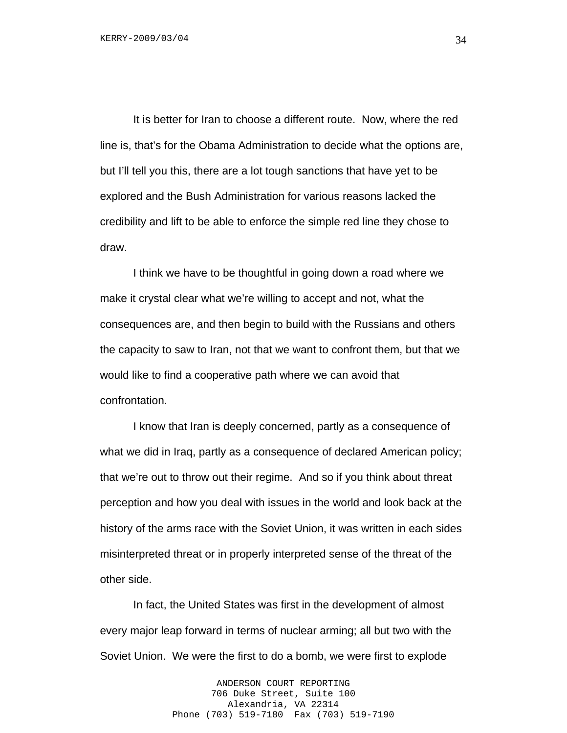It is better for Iran to choose a different route. Now, where the red line is, that's for the Obama Administration to decide what the options are, but I'll tell you this, there are a lot tough sanctions that have yet to be explored and the Bush Administration for various reasons lacked the credibility and lift to be able to enforce the simple red line they chose to draw.

I think we have to be thoughtful in going down a road where we make it crystal clear what we're willing to accept and not, what the consequences are, and then begin to build with the Russians and others the capacity to saw to Iran, not that we want to confront them, but that we would like to find a cooperative path where we can avoid that confrontation.

I know that Iran is deeply concerned, partly as a consequence of what we did in Iraq, partly as a consequence of declared American policy; that we're out to throw out their regime. And so if you think about threat perception and how you deal with issues in the world and look back at the history of the arms race with the Soviet Union, it was written in each sides misinterpreted threat or in properly interpreted sense of the threat of the other side.

In fact, the United States was first in the development of almost every major leap forward in terms of nuclear arming; all but two with the Soviet Union. We were the first to do a bomb, we were first to explode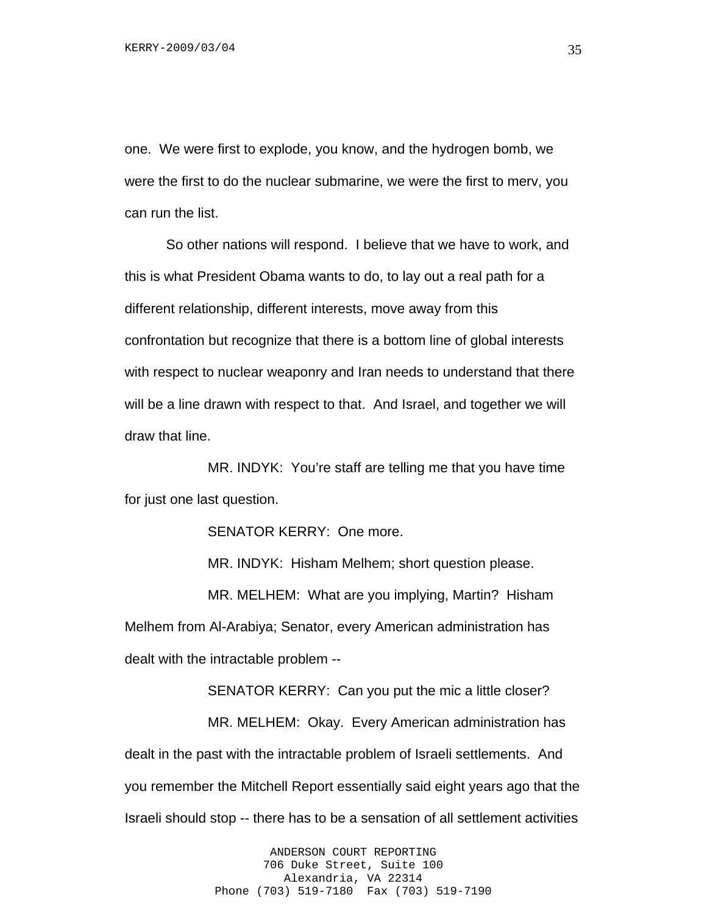one. We were first to explode, you know, and the hydrogen bomb, we were the first to do the nuclear submarine, we were the first to merv, you can run the list.

So other nations will respond. I believe that we have to work, and this is what President Obama wants to do, to lay out a real path for a different relationship, different interests, move away from this confrontation but recognize that there is a bottom line of global interests with respect to nuclear weaponry and Iran needs to understand that there will be a line drawn with respect to that. And Israel, and together we will draw that line.

MR. INDYK: You're staff are telling me that you have time for just one last question.

SENATOR KERRY: One more.

MR. INDYK: Hisham Melhem; short question please.

MR. MELHEM: What are you implying, Martin? Hisham Melhem from Al-Arabiya; Senator, every American administration has dealt with the intractable problem --

SENATOR KERRY: Can you put the mic a little closer?

MR. MELHEM: Okay. Every American administration has dealt in the past with the intractable problem of Israeli settlements. And you remember the Mitchell Report essentially said eight years ago that the Israeli should stop -- there has to be a sensation of all settlement activities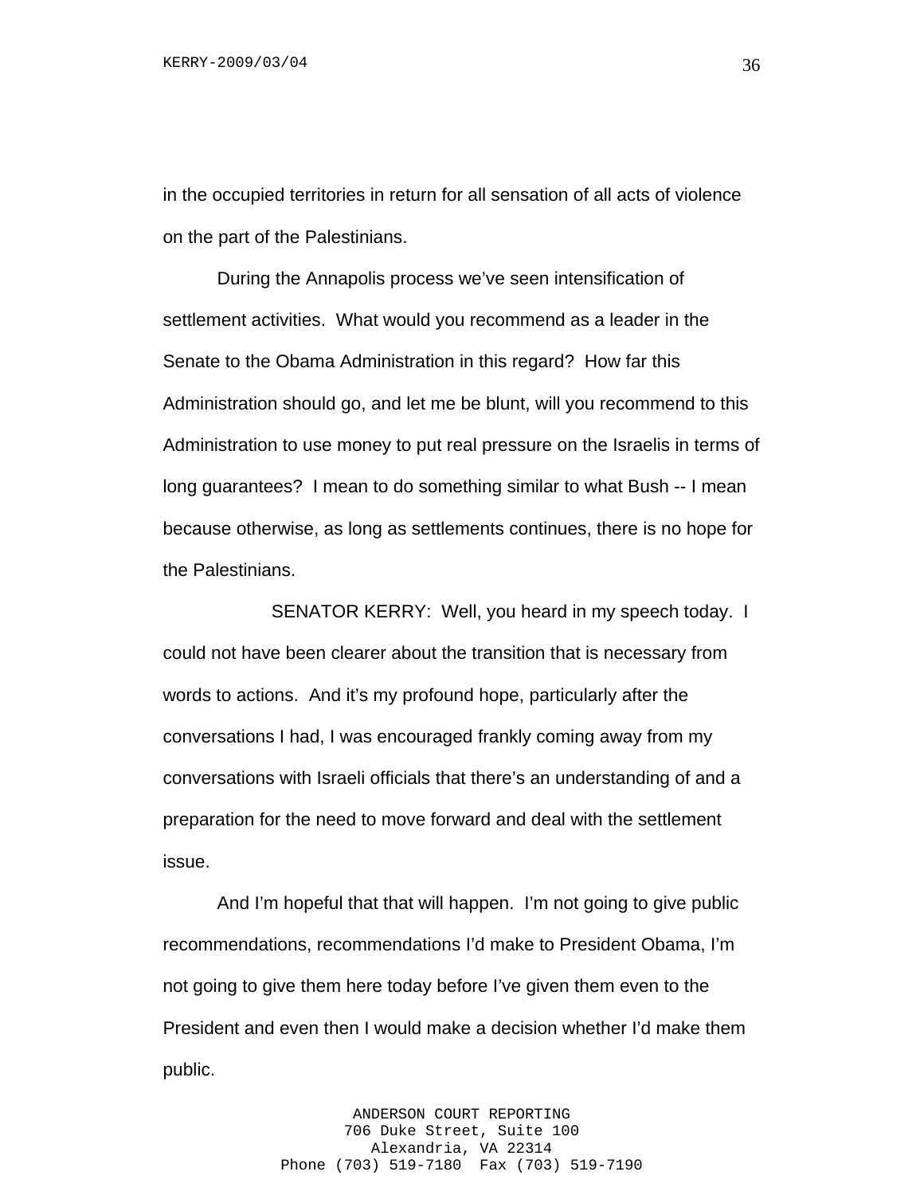in the occupied territories in return for all sensation of all acts of violence on the part of the Palestinians.

During the Annapolis process we've seen intensification of settlement activities. What would you recommend as a leader in the Senate to the Obama Administration in this regard? How far this Administration should go, and let me be blunt, will you recommend to this Administration to use money to put real pressure on the Israelis in terms of long guarantees? I mean to do something similar to what Bush -- I mean because otherwise, as long as settlements continues, there is no hope for the Palestinians.

SENATOR KERRY: Well, you heard in my speech today. I could not have been clearer about the transition that is necessary from words to actions. And it's my profound hope, particularly after the conversations I had, I was encouraged frankly coming away from my conversations with Israeli officials that there's an understanding of and a preparation for the need to move forward and deal with the settlement issue.

And I'm hopeful that that will happen. I'm not going to give public recommendations, recommendations I'd make to President Obama, I'm not going to give them here today before I've given them even to the President and even then I would make a decision whether I'd make them public.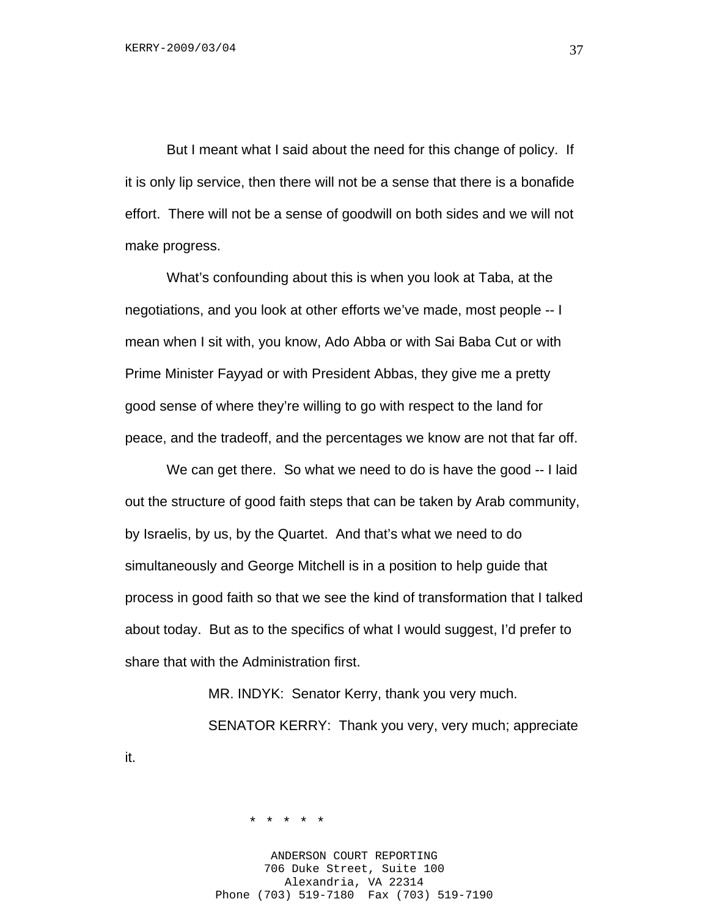But I meant what I said about the need for this change of policy. If it is only lip service, then there will not be a sense that there is a bonafide effort. There will not be a sense of goodwill on both sides and we will not make progress.

What's confounding about this is when you look at Taba, at the negotiations, and you look at other efforts we've made, most people -- I mean when I sit with, you know, Ado Abba or with Sai Baba Cut or with Prime Minister Fayyad or with President Abbas, they give me a pretty good sense of where they're willing to go with respect to the land for peace, and the tradeoff, and the percentages we know are not that far off.

We can get there. So what we need to do is have the good -- I laid out the structure of good faith steps that can be taken by Arab community, by Israelis, by us, by the Quartet. And that's what we need to do simultaneously and George Mitchell is in a position to help guide that process in good faith so that we see the kind of transformation that I talked about today. But as to the specifics of what I would suggest, I'd prefer to share that with the Administration first.

MR. INDYK: Senator Kerry, thank you very much.

SENATOR KERRY: Thank you very, very much; appreciate it.

\* \* \* \* \*

ANDERSON COURT REPORTING
706 Duke Street, Suite 100
Alexandria, VA 22314
Phone (703) 519-7180 Fax (703) 519-7190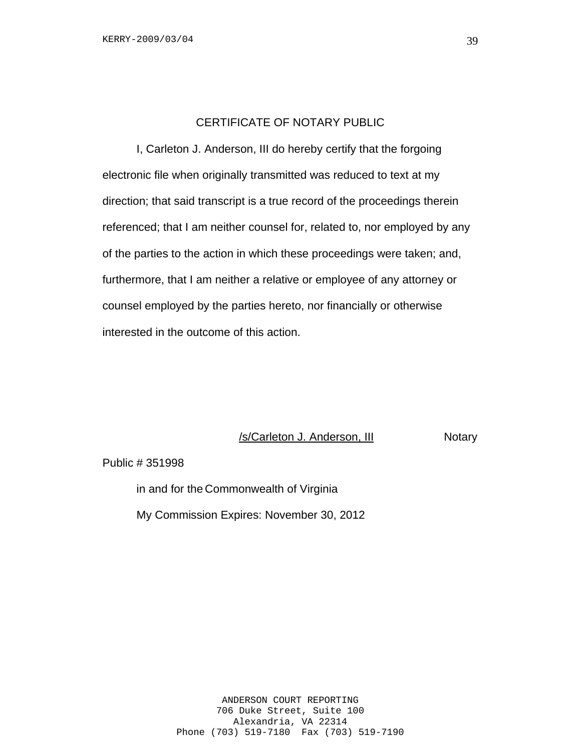# CERTIFICATE OF NOTARY PUBLIC

I, Carleton J. Anderson, III do hereby certify that the forgoing electronic file when originally transmitted was reduced to text at my direction; that said transcript is a true record of the proceedings therein referenced; that I am neither counsel for, related to, nor employed by any of the parties to the action in which these proceedings were taken; and, furthermore, that I am neither a relative or employee of any attorney or counsel employed by the parties hereto, nor financially or otherwise interested in the outcome of this action.

/s/Carleton J. Anderson, III

Notary Public # 351998

in and for the Commonwealth of Virginia

My Commission Expires: November 30, 2012